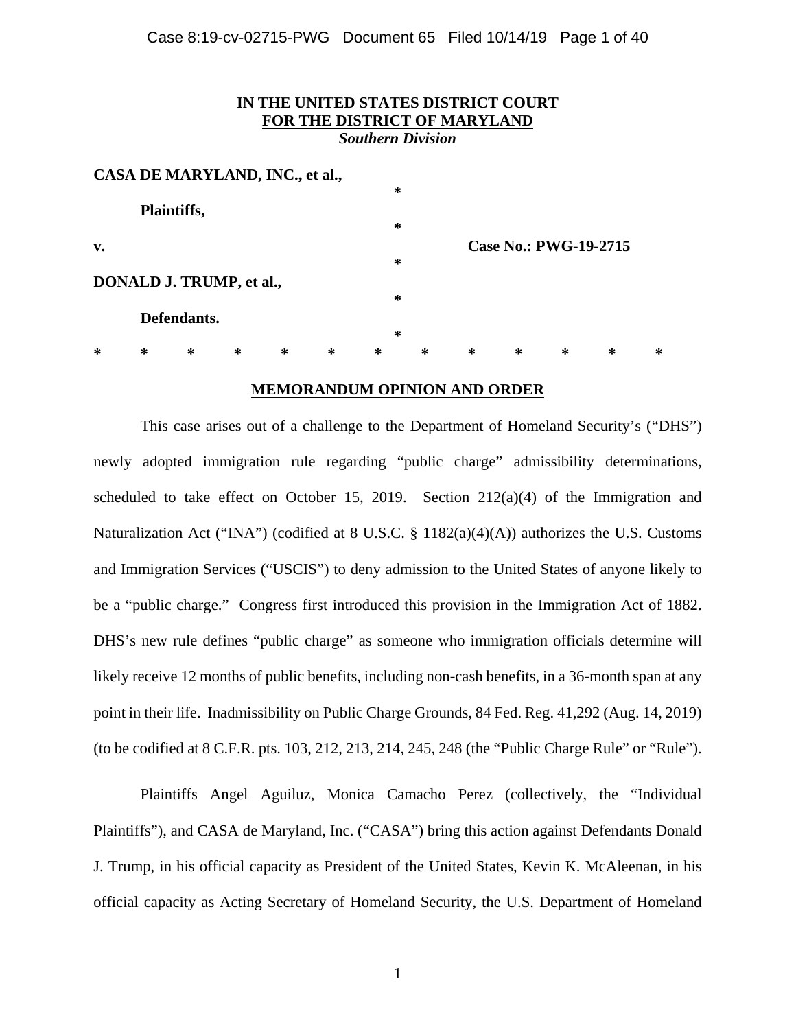**IN THE UNITED STATES DISTRICT COURT**
**FOR THE DISTRICT OF MARYLAND**
***Southern Division***

**CASA DE MARYLAND, INC., et al.,** *

**Plaintiffs,** *

**v.** * **Case No.: PWG-19-2715**

**DONALD J. TRUMP, et al.,** *

**Defendants.** *

\* \* \* \* \* \* \* \* \* \* \* \* \*

**MEMORANDUM OPINION AND ORDER**

This case arises out of a challenge to the Department of Homeland Security's ("DHS") newly adopted immigration rule regarding "public charge" admissibility determinations, scheduled to take effect on October 15, 2019. Section 212(a)(4) of the Immigration and Naturalization Act ("INA") (codified at 8 U.S.C. § 1182(a)(4)(A)) authorizes the U.S. Customs and Immigration Services ("USCIS") to deny admission to the United States of anyone likely to be a "public charge." Congress first introduced this provision in the Immigration Act of 1882. DHS's new rule defines "public charge" as someone who immigration officials determine will likely receive 12 months of public benefits, including non-cash benefits, in a 36-month span at any point in their life. Inadmissibility on Public Charge Grounds, 84 Fed. Reg. 41,292 (Aug. 14, 2019) (to be codified at 8 C.F.R. pts. 103, 212, 213, 214, 245, 248 (the "Public Charge Rule" or "Rule").

Plaintiffs Angel Aguiluz, Monica Camacho Perez (collectively, the "Individual Plaintiffs"), and CASA de Maryland, Inc. ("CASA") bring this action against Defendants Donald J. Trump, in his official capacity as President of the United States, Kevin K. McAleenan, in his official capacity as Acting Secretary of Homeland Security, the U.S. Department of Homeland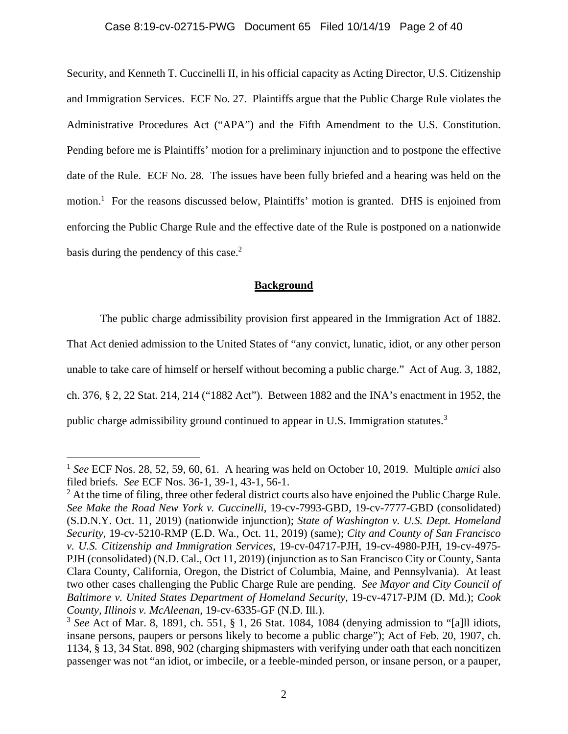Security, and Kenneth T. Cuccinelli II, in his official capacity as Acting Director, U.S. Citizenship and Immigration Services. ECF No. 27. Plaintiffs argue that the Public Charge Rule violates the Administrative Procedures Act ("APA") and the Fifth Amendment to the U.S. Constitution. Pending before me is Plaintiffs' motion for a preliminary injunction and to postpone the effective date of the Rule. ECF No. 28. The issues have been fully briefed and a hearing was held on the motion.[1] For the reasons discussed below, Plaintiffs' motion is granted. DHS is enjoined from enforcing the Public Charge Rule and the effective date of the Rule is postponed on a nationwide basis during the pendency of this case.[2]

## Background

The public charge admissibility provision first appeared in the Immigration Act of 1882. That Act denied admission to the United States of "any convict, lunatic, idiot, or any other person unable to take care of himself or herself without becoming a public charge." Act of Aug. 3, 1882, ch. 376, § 2, 22 Stat. 214, 214 ("1882 Act"). Between 1882 and the INA's enactment in 1952, the public charge admissibility ground continued to appear in U.S. Immigration statutes.[3]

---

[1] *See* ECF Nos. 28, 52, 59, 60, 61. A hearing was held on October 10, 2019. Multiple *amici* also filed briefs. *See* ECF Nos. 36-1, 39-1, 43-1, 56-1.

[2] At the time of filing, three other federal district courts also have enjoined the Public Charge Rule. *See Make the Road New York v. Cuccinelli*, 19-cv-7993-GBD, 19-cv-7777-GBD (consolidated) (S.D.N.Y. Oct. 11, 2019) (nationwide injunction); *State of Washington v. U.S. Dept. Homeland Security*, 19-cv-5210-RMP (E.D. Wa., Oct. 11, 2019) (same); *City and County of San Francisco v. U.S. Citizenship and Immigration Services*, 19-cv-04717-PJH, 19-cv-4980-PJH, 19-cv-4975-PJH (consolidated) (N.D. Cal., Oct 11, 2019) (injunction as to San Francisco City or County, Santa Clara County, California, Oregon, the District of Columbia, Maine, and Pennsylvania). At least two other cases challenging the Public Charge Rule are pending. *See Mayor and City Council of Baltimore v. United States Department of Homeland Security*, 19-cv-4717-PJM (D. Md.); *Cook County, Illinois v. McAleenan*, 19-cv-6335-GF (N.D. Ill.).

[3] *See* Act of Mar. 8, 1891, ch. 551, § 1, 26 Stat. 1084, 1084 (denying admission to "[a]ll idiots, insane persons, paupers or persons likely to become a public charge"); Act of Feb. 20, 1907, ch. 1134, § 13, 34 Stat. 898, 902 (charging shipmasters with verifying under oath that each noncitizen passenger was not "an idiot, or imbecile, or a feeble-minded person, or insane person, or a pauper,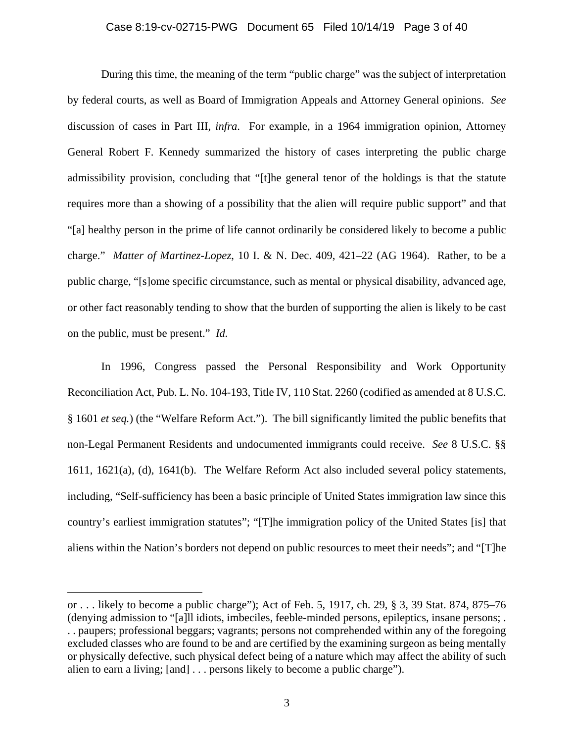During this time, the meaning of the term "public charge" was the subject of interpretation by federal courts, as well as Board of Immigration Appeals and Attorney General opinions. *See* discussion of cases in Part III, *infra*. For example, in a 1964 immigration opinion, Attorney General Robert F. Kennedy summarized the history of cases interpreting the public charge admissibility provision, concluding that "[t]he general tenor of the holdings is that the statute requires more than a showing of a possibility that the alien will require public support" and that "[a] healthy person in the prime of life cannot ordinarily be considered likely to become a public charge." *Matter of Martinez-Lopez*, 10 I. & N. Dec. 409, 421–22 (AG 1964). Rather, to be a public charge, "[s]ome specific circumstance, such as mental or physical disability, advanced age, or other fact reasonably tending to show that the burden of supporting the alien is likely to be cast on the public, must be present." *Id.*

In 1996, Congress passed the Personal Responsibility and Work Opportunity Reconciliation Act, Pub. L. No. 104-193, Title IV, 110 Stat. 2260 (codified as amended at 8 U.S.C. § 1601 *et seq.*) (the "Welfare Reform Act."). The bill significantly limited the public benefits that non-Legal Permanent Residents and undocumented immigrants could receive. *See* 8 U.S.C. §§ 1611, 1621(a), (d), 1641(b). The Welfare Reform Act also included several policy statements, including, "Self-sufficiency has been a basic principle of United States immigration law since this country's earliest immigration statutes"; "[T]he immigration policy of the United States [is] that aliens within the Nation's borders not depend on public resources to meet their needs"; and "[T]he

---

or . . . likely to become a public charge"); Act of Feb. 5, 1917, ch. 29, § 3, 39 Stat. 874, 875–76 (denying admission to "[a]ll idiots, imbeciles, feeble-minded persons, epileptics, insane persons; . . . paupers; professional beggars; vagrants; persons not comprehended within any of the foregoing excluded classes who are found to be and are certified by the examining surgeon as being mentally or physically defective, such physical defect being of a nature which may affect the ability of such alien to earn a living; [and] . . . persons likely to become a public charge").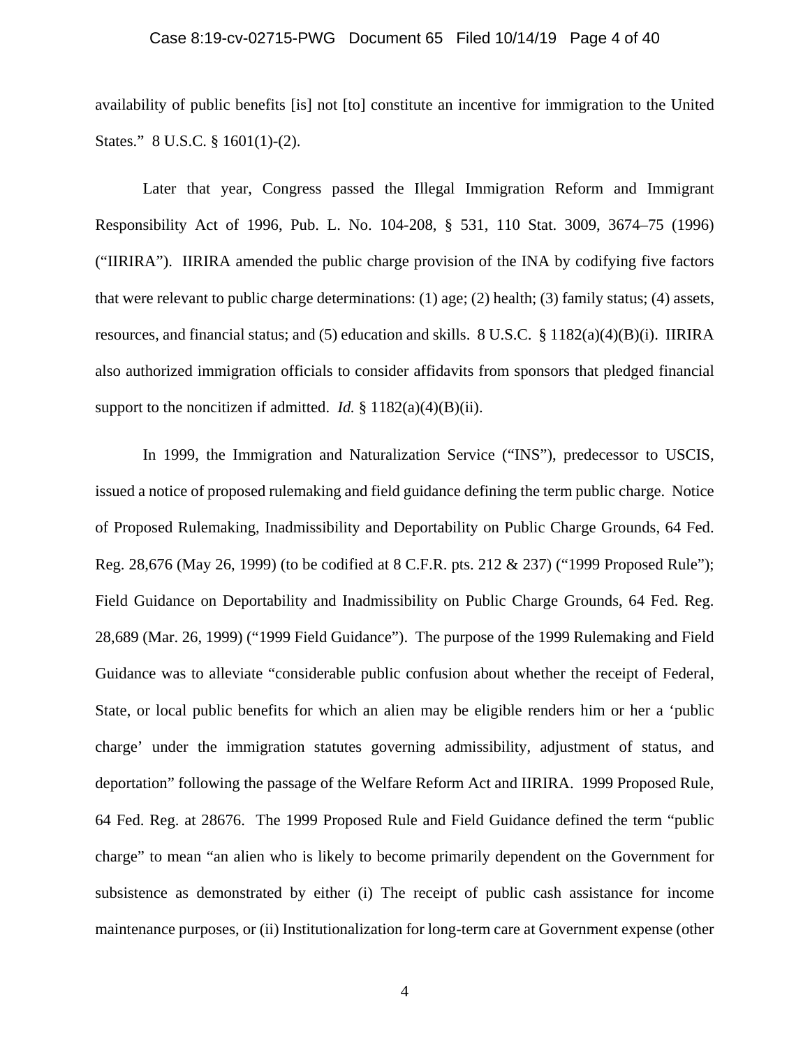availability of public benefits [is] not [to] constitute an incentive for immigration to the United States." 8 U.S.C. § 1601(1)-(2).

Later that year, Congress passed the Illegal Immigration Reform and Immigrant Responsibility Act of 1996, Pub. L. No. 104-208, § 531, 110 Stat. 3009, 3674–75 (1996) ("IIRIRA"). IIRIRA amended the public charge provision of the INA by codifying five factors that were relevant to public charge determinations: (1) age; (2) health; (3) family status; (4) assets, resources, and financial status; and (5) education and skills. 8 U.S.C. § 1182(a)(4)(B)(i). IIRIRA also authorized immigration officials to consider affidavits from sponsors that pledged financial support to the noncitizen if admitted. *Id.* § 1182(a)(4)(B)(ii).

In 1999, the Immigration and Naturalization Service ("INS"), predecessor to USCIS, issued a notice of proposed rulemaking and field guidance defining the term public charge. Notice of Proposed Rulemaking, Inadmissibility and Deportability on Public Charge Grounds, 64 Fed. Reg. 28,676 (May 26, 1999) (to be codified at 8 C.F.R. pts. 212 & 237) ("1999 Proposed Rule"); Field Guidance on Deportability and Inadmissibility on Public Charge Grounds, 64 Fed. Reg. 28,689 (Mar. 26, 1999) ("1999 Field Guidance"). The purpose of the 1999 Rulemaking and Field Guidance was to alleviate "considerable public confusion about whether the receipt of Federal, State, or local public benefits for which an alien may be eligible renders him or her a 'public charge' under the immigration statutes governing admissibility, adjustment of status, and deportation" following the passage of the Welfare Reform Act and IIRIRA. 1999 Proposed Rule, 64 Fed. Reg. at 28676. The 1999 Proposed Rule and Field Guidance defined the term "public charge" to mean "an alien who is likely to become primarily dependent on the Government for subsistence as demonstrated by either (i) The receipt of public cash assistance for income maintenance purposes, or (ii) Institutionalization for long-term care at Government expense (other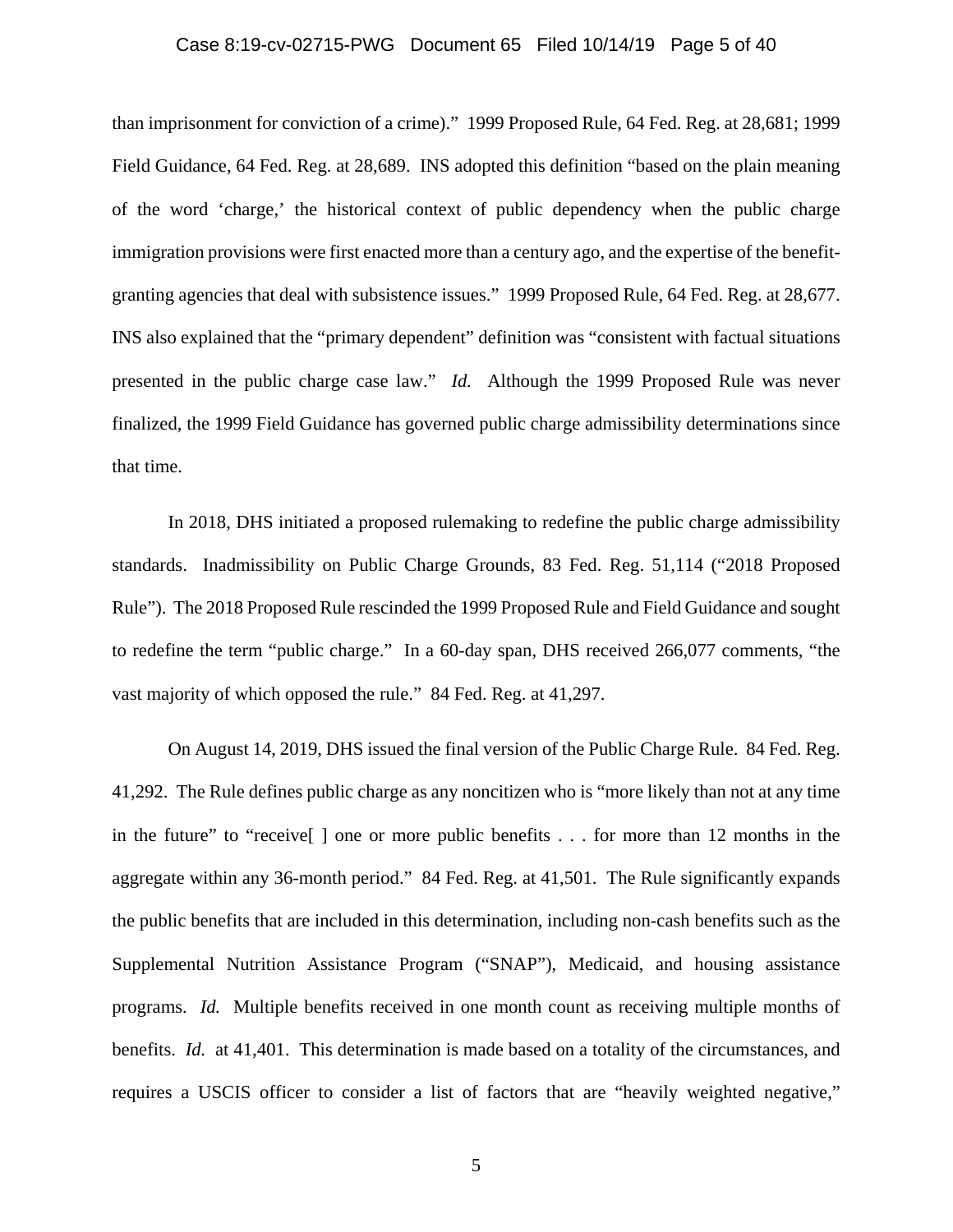than imprisonment for conviction of a crime)." 1999 Proposed Rule, 64 Fed. Reg. at 28,681; 1999 Field Guidance, 64 Fed. Reg. at 28,689. INS adopted this definition "based on the plain meaning of the word 'charge,' the historical context of public dependency when the public charge immigration provisions were first enacted more than a century ago, and the expertise of the benefit-granting agencies that deal with subsistence issues." 1999 Proposed Rule, 64 Fed. Reg. at 28,677. INS also explained that the "primary dependent" definition was "consistent with factual situations presented in the public charge case law." *Id.* Although the 1999 Proposed Rule was never finalized, the 1999 Field Guidance has governed public charge admissibility determinations since that time.

In 2018, DHS initiated a proposed rulemaking to redefine the public charge admissibility standards. Inadmissibility on Public Charge Grounds, 83 Fed. Reg. 51,114 ("2018 Proposed Rule"). The 2018 Proposed Rule rescinded the 1999 Proposed Rule and Field Guidance and sought to redefine the term "public charge." In a 60-day span, DHS received 266,077 comments, "the vast majority of which opposed the rule." 84 Fed. Reg. at 41,297.

On August 14, 2019, DHS issued the final version of the Public Charge Rule. 84 Fed. Reg. 41,292. The Rule defines public charge as any noncitizen who is "more likely than not at any time in the future" to "receive[ ] one or more public benefits . . . for more than 12 months in the aggregate within any 36-month period." 84 Fed. Reg. at 41,501. The Rule significantly expands the public benefits that are included in this determination, including non-cash benefits such as the Supplemental Nutrition Assistance Program ("SNAP"), Medicaid, and housing assistance programs. *Id.* Multiple benefits received in one month count as receiving multiple months of benefits. *Id.* at 41,401. This determination is made based on a totality of the circumstances, and requires a USCIS officer to consider a list of factors that are "heavily weighted negative,"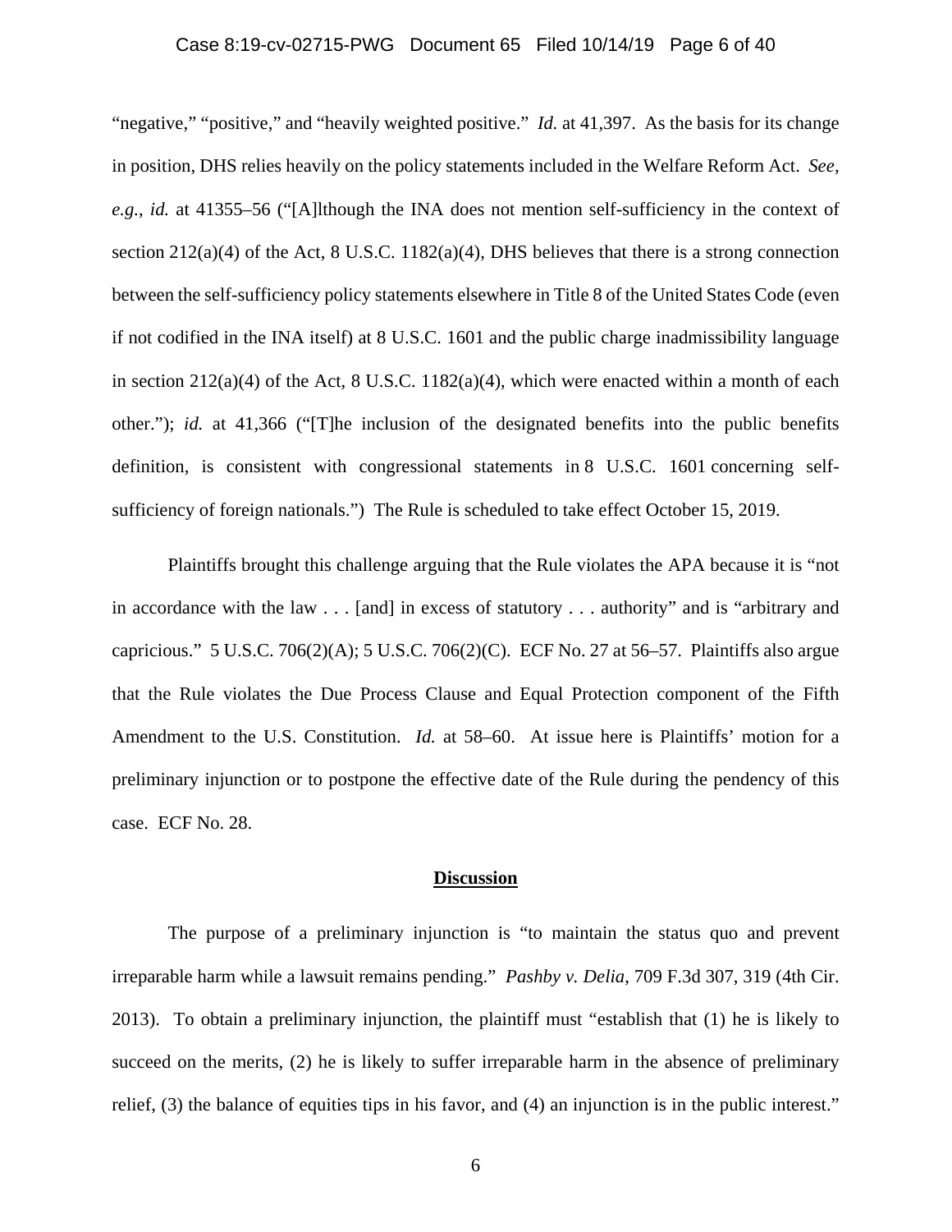"negative," "positive," and "heavily weighted positive." *Id.* at 41,397. As the basis for its change in position, DHS relies heavily on the policy statements included in the Welfare Reform Act. *See, e.g.*, *id.* at 41355–56 ("[A]lthough the INA does not mention self-sufficiency in the context of section 212(a)(4) of the Act, 8 U.S.C. 1182(a)(4), DHS believes that there is a strong connection between the self-sufficiency policy statements elsewhere in Title 8 of the United States Code (even if not codified in the INA itself) at 8 U.S.C. 1601 and the public charge inadmissibility language in section 212(a)(4) of the Act, 8 U.S.C. 1182(a)(4), which were enacted within a month of each other."); *id.* at 41,366 ("[T]he inclusion of the designated benefits into the public benefits definition, is consistent with congressional statements in 8 U.S.C. 1601 concerning self-sufficiency of foreign nationals.") The Rule is scheduled to take effect October 15, 2019.

Plaintiffs brought this challenge arguing that the Rule violates the APA because it is "not in accordance with the law . . . [and] in excess of statutory . . . authority" and is "arbitrary and capricious." 5 U.S.C. 706(2)(A); 5 U.S.C. 706(2)(C). ECF No. 27 at 56–57. Plaintiffs also argue that the Rule violates the Due Process Clause and Equal Protection component of the Fifth Amendment to the U.S. Constitution. *Id.* at 58–60. At issue here is Plaintiffs' motion for a preliminary injunction or to postpone the effective date of the Rule during the pendency of this case. ECF No. 28.

## Discussion

The purpose of a preliminary injunction is "to maintain the status quo and prevent irreparable harm while a lawsuit remains pending." *Pashby v. Delia*, 709 F.3d 307, 319 (4th Cir. 2013). To obtain a preliminary injunction, the plaintiff must "establish that (1) he is likely to succeed on the merits, (2) he is likely to suffer irreparable harm in the absence of preliminary relief, (3) the balance of equities tips in his favor, and (4) an injunction is in the public interest."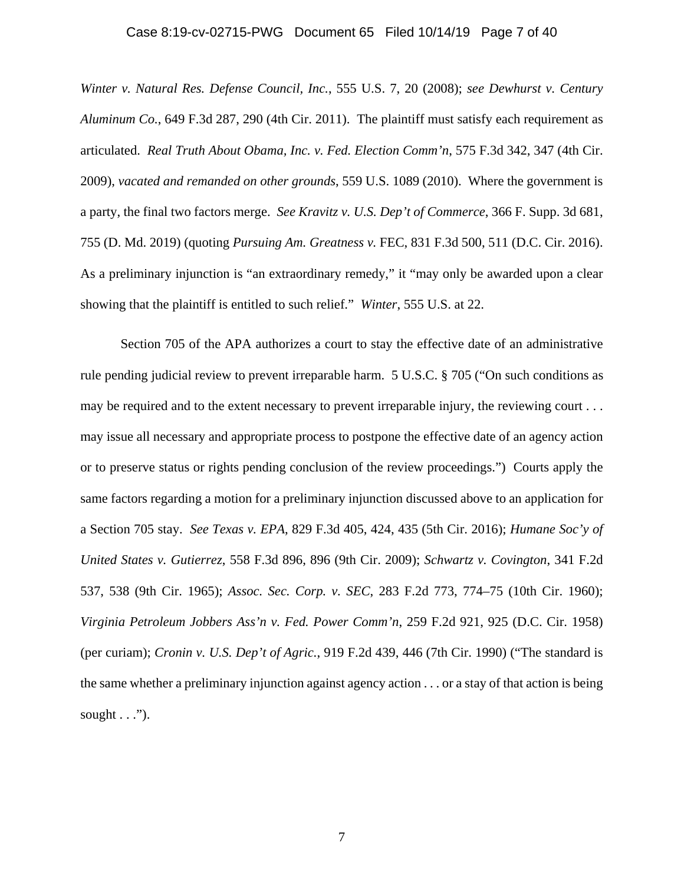*Winter v. Natural Res. Defense Council, Inc.*, 555 U.S. 7, 20 (2008); *see Dewhurst v. Century Aluminum Co.*, 649 F.3d 287, 290 (4th Cir. 2011). The plaintiff must satisfy each requirement as articulated. *Real Truth About Obama, Inc. v. Fed. Election Comm'n*, 575 F.3d 342, 347 (4th Cir. 2009), *vacated and remanded on other grounds*, 559 U.S. 1089 (2010). Where the government is a party, the final two factors merge. *See Kravitz v. U.S. Dep't of Commerce*, 366 F. Supp. 3d 681, 755 (D. Md. 2019) (quoting *Pursuing Am. Greatness v.* FEC, 831 F.3d 500, 511 (D.C. Cir. 2016). As a preliminary injunction is "an extraordinary remedy," it "may only be awarded upon a clear showing that the plaintiff is entitled to such relief." *Winter*, 555 U.S. at 22.

Section 705 of the APA authorizes a court to stay the effective date of an administrative rule pending judicial review to prevent irreparable harm. 5 U.S.C. § 705 ("On such conditions as may be required and to the extent necessary to prevent irreparable injury, the reviewing court . . . may issue all necessary and appropriate process to postpone the effective date of an agency action or to preserve status or rights pending conclusion of the review proceedings.") Courts apply the same factors regarding a motion for a preliminary injunction discussed above to an application for a Section 705 stay. *See Texas v. EPA*, 829 F.3d 405, 424, 435 (5th Cir. 2016); *Humane Soc'y of United States v. Gutierrez*, 558 F.3d 896, 896 (9th Cir. 2009); *Schwartz v. Covington*, 341 F.2d 537, 538 (9th Cir. 1965); *Assoc. Sec. Corp. v. SEC*, 283 F.2d 773, 774–75 (10th Cir. 1960); *Virginia Petroleum Jobbers Ass'n v. Fed. Power Comm'n*, 259 F.2d 921, 925 (D.C. Cir. 1958) (per curiam); *Cronin v. U.S. Dep't of Agric.*, 919 F.2d 439, 446 (7th Cir. 1990) ("The standard is the same whether a preliminary injunction against agency action . . . or a stay of that action is being sought . . .").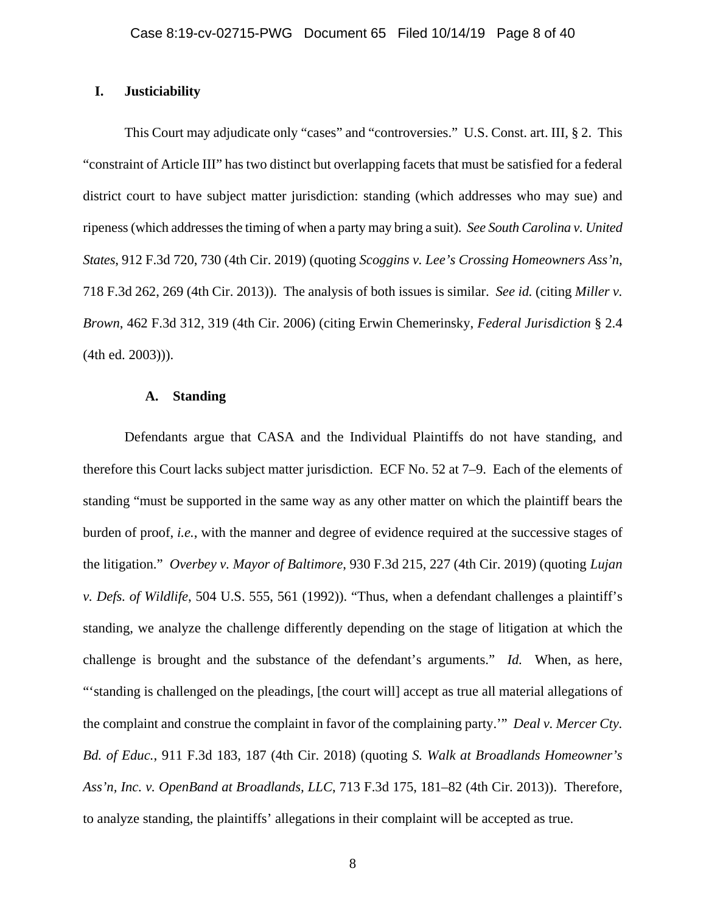## I. Justiciability

This Court may adjudicate only "cases" and "controversies." U.S. Const. art. III, § 2. This "constraint of Article III" has two distinct but overlapping facets that must be satisfied for a federal district court to have subject matter jurisdiction: standing (which addresses who may sue) and ripeness (which addresses the timing of when a party may bring a suit). *See South Carolina v. United States*, 912 F.3d 720, 730 (4th Cir. 2019) (quoting *Scoggins v. Lee's Crossing Homeowners Ass'n*, 718 F.3d 262, 269 (4th Cir. 2013)). The analysis of both issues is similar. *See id.* (citing *Miller v. Brown*, 462 F.3d 312, 319 (4th Cir. 2006) (citing Erwin Chemerinsky, *Federal Jurisdiction* § 2.4 (4th ed. 2003))).

### A. Standing

Defendants argue that CASA and the Individual Plaintiffs do not have standing, and therefore this Court lacks subject matter jurisdiction. ECF No. 52 at 7–9. Each of the elements of standing "must be supported in the same way as any other matter on which the plaintiff bears the burden of proof, *i.e.*, with the manner and degree of evidence required at the successive stages of the litigation." *Overbey v. Mayor of Baltimore*, 930 F.3d 215, 227 (4th Cir. 2019) (quoting *Lujan v. Defs. of Wildlife*, 504 U.S. 555, 561 (1992)). "Thus, when a defendant challenges a plaintiff's standing, we analyze the challenge differently depending on the stage of litigation at which the challenge is brought and the substance of the defendant's arguments." *Id.* When, as here, "'standing is challenged on the pleadings, [the court will] accept as true all material allegations of the complaint and construe the complaint in favor of the complaining party.'" *Deal v. Mercer Cty. Bd. of Educ.*, 911 F.3d 183, 187 (4th Cir. 2018) (quoting *S. Walk at Broadlands Homeowner's Ass'n, Inc. v. OpenBand at Broadlands, LLC*, 713 F.3d 175, 181–82 (4th Cir. 2013)). Therefore, to analyze standing, the plaintiffs' allegations in their complaint will be accepted as true.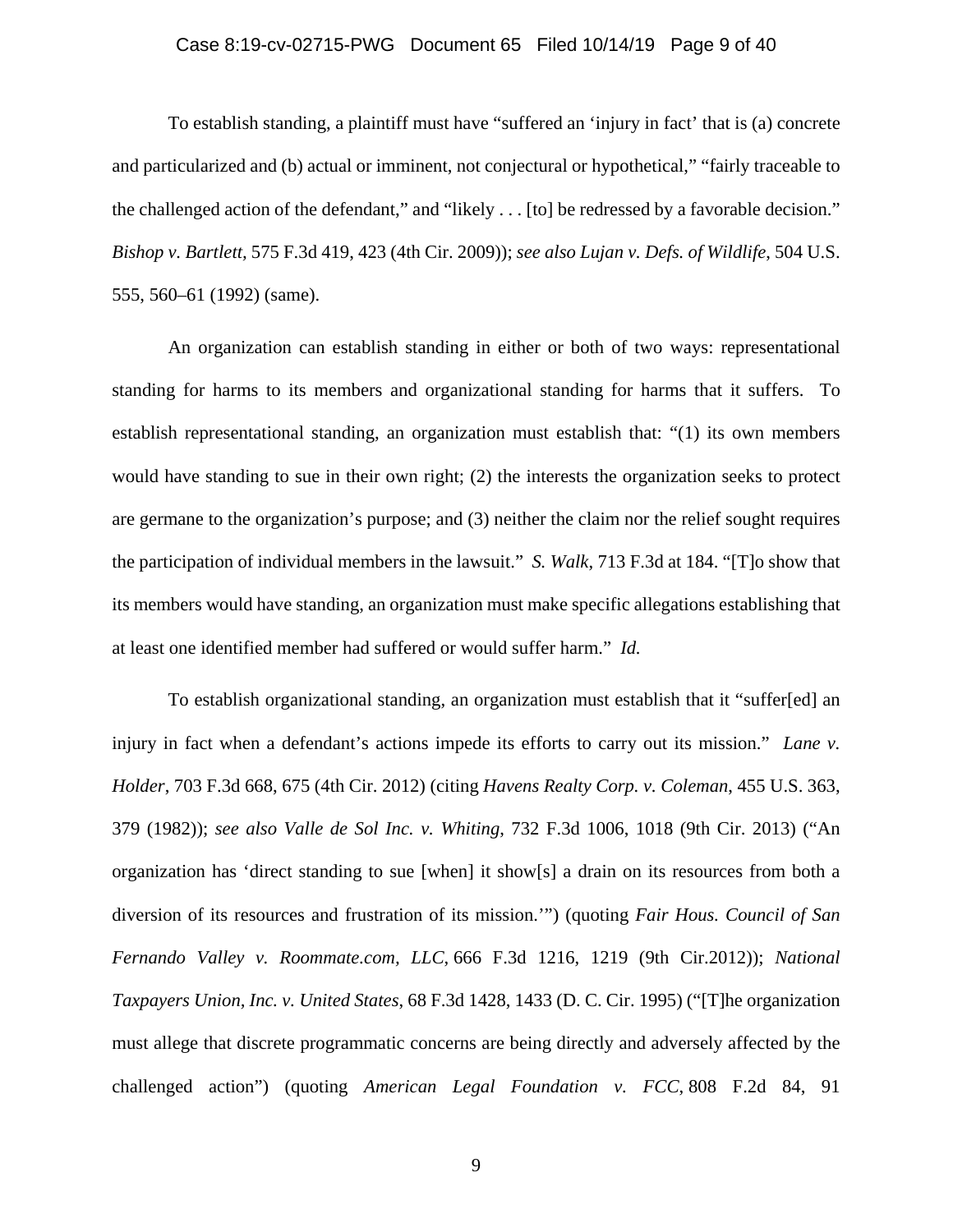To establish standing, a plaintiff must have "suffered an 'injury in fact' that is (a) concrete and particularized and (b) actual or imminent, not conjectural or hypothetical," "fairly traceable to the challenged action of the defendant," and "likely . . . [to] be redressed by a favorable decision." *Bishop v. Bartlett*, 575 F.3d 419, 423 (4th Cir. 2009)); *see also Lujan v. Defs. of Wildlife*, 504 U.S. 555, 560–61 (1992) (same).

An organization can establish standing in either or both of two ways: representational standing for harms to its members and organizational standing for harms that it suffers. To establish representational standing, an organization must establish that: "(1) its own members would have standing to sue in their own right; (2) the interests the organization seeks to protect are germane to the organization's purpose; and (3) neither the claim nor the relief sought requires the participation of individual members in the lawsuit." *S. Walk*, 713 F.3d at 184. "[T]o show that its members would have standing, an organization must make specific allegations establishing that at least one identified member had suffered or would suffer harm." *Id.*

To establish organizational standing, an organization must establish that it "suffer[ed] an injury in fact when a defendant's actions impede its efforts to carry out its mission." *Lane v. Holder*, 703 F.3d 668, 675 (4th Cir. 2012) (citing *Havens Realty Corp. v. Coleman*, 455 U.S. 363, 379 (1982)); *see also Valle de Sol Inc. v. Whiting*, 732 F.3d 1006, 1018 (9th Cir. 2013) ("An organization has 'direct standing to sue [when] it show[s] a drain on its resources from both a diversion of its resources and frustration of its mission.'") (quoting *Fair Hous. Council of San Fernando Valley v. Roommate.com, LLC*, 666 F.3d 1216, 1219 (9th Cir.2012)); *National Taxpayers Union, Inc. v. United States*, 68 F.3d 1428, 1433 (D. C. Cir. 1995) ("[T]he organization must allege that discrete programmatic concerns are being directly and adversely affected by the challenged action") (quoting *American Legal Foundation v. FCC*, 808 F.2d 84, 91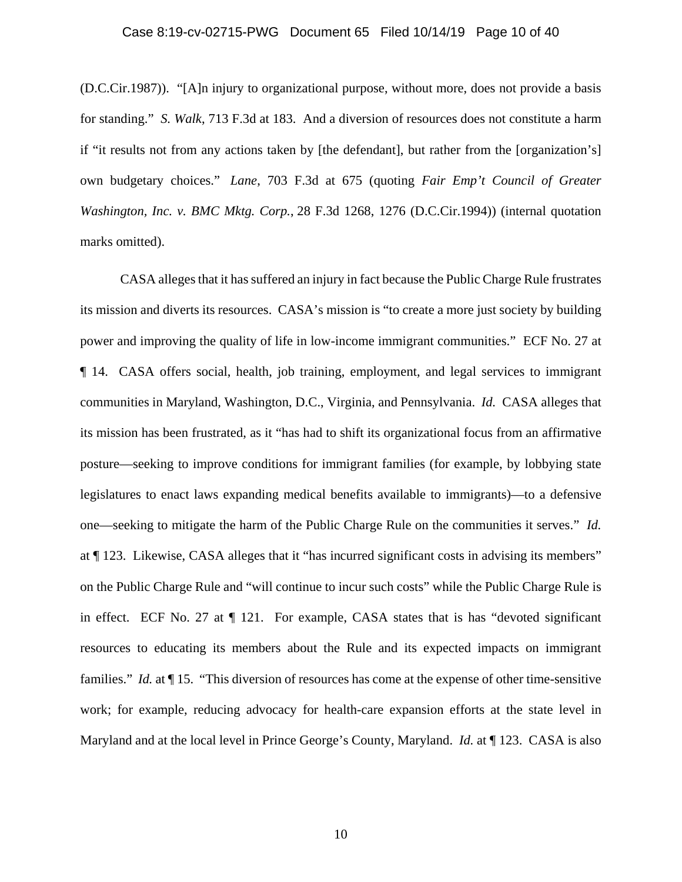(D.C.Cir.1987)). "[A]n injury to organizational purpose, without more, does not provide a basis for standing." *S. Walk*, 713 F.3d at 183. And a diversion of resources does not constitute a harm if "it results not from any actions taken by [the defendant], but rather from the [organization's] own budgetary choices." *Lane*, 703 F.3d at 675 (quoting *Fair Emp't Council of Greater Washington, Inc. v. BMC Mktg. Corp.*, 28 F.3d 1268, 1276 (D.C.Cir.1994)) (internal quotation marks omitted).

CASA alleges that it has suffered an injury in fact because the Public Charge Rule frustrates its mission and diverts its resources. CASA's mission is "to create a more just society by building power and improving the quality of life in low-income immigrant communities." ECF No. 27 at ¶ 14. CASA offers social, health, job training, employment, and legal services to immigrant communities in Maryland, Washington, D.C., Virginia, and Pennsylvania. *Id.* CASA alleges that its mission has been frustrated, as it "has had to shift its organizational focus from an affirmative posture—seeking to improve conditions for immigrant families (for example, by lobbying state legislatures to enact laws expanding medical benefits available to immigrants)—to a defensive one—seeking to mitigate the harm of the Public Charge Rule on the communities it serves." *Id.* at ¶ 123. Likewise, CASA alleges that it "has incurred significant costs in advising its members" on the Public Charge Rule and "will continue to incur such costs" while the Public Charge Rule is in effect. ECF No. 27 at ¶ 121. For example, CASA states that is has "devoted significant resources to educating its members about the Rule and its expected impacts on immigrant families." *Id.* at ¶ 15. "This diversion of resources has come at the expense of other time-sensitive work; for example, reducing advocacy for health-care expansion efforts at the state level in Maryland and at the local level in Prince George's County, Maryland. *Id.* at ¶ 123. CASA is also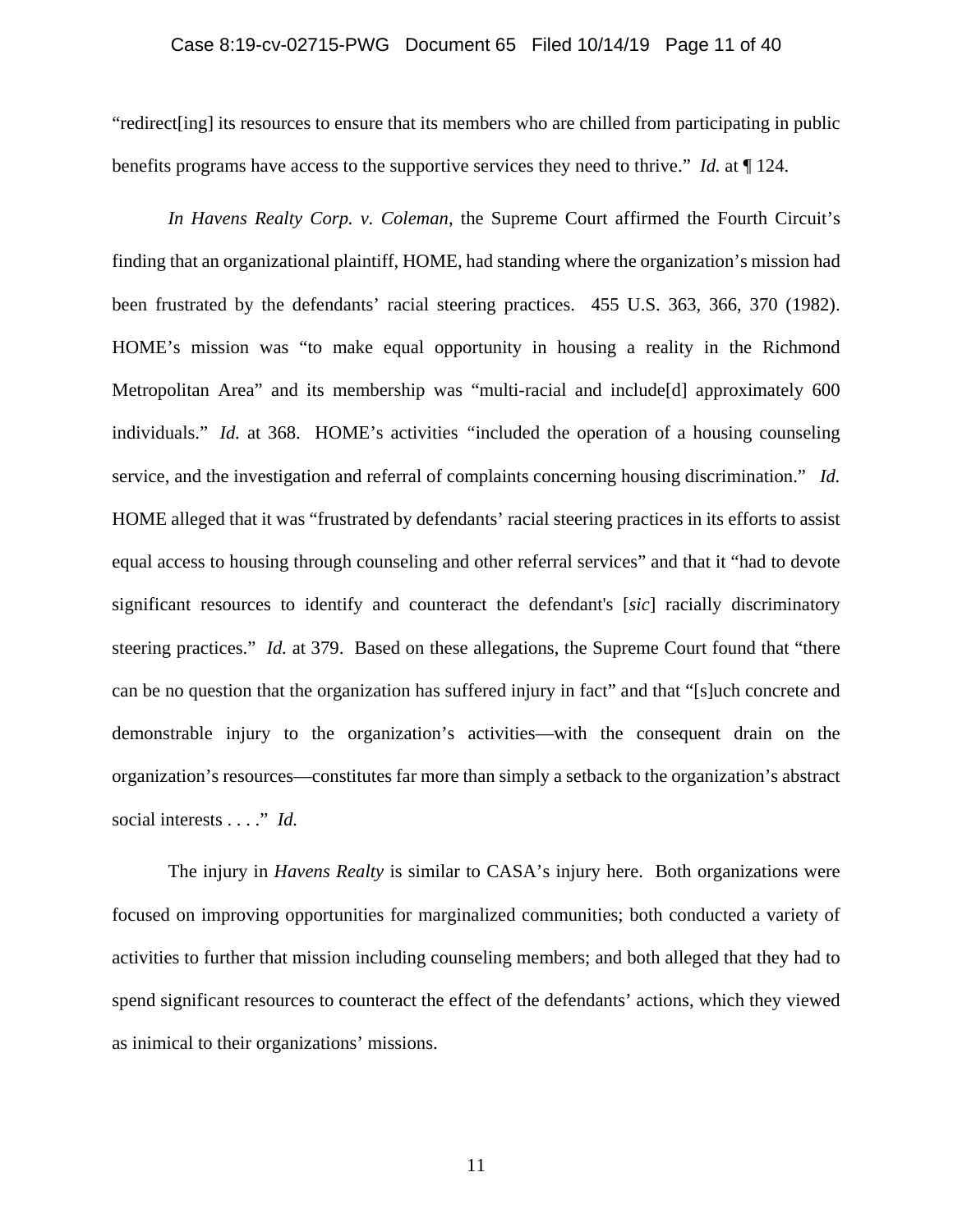"redirect[ing] its resources to ensure that its members who are chilled from participating in public benefits programs have access to the supportive services they need to thrive." *Id.* at ¶ 124.

*In Havens Realty Corp. v. Coleman*, the Supreme Court affirmed the Fourth Circuit's finding that an organizational plaintiff, HOME, had standing where the organization's mission had been frustrated by the defendants' racial steering practices. 455 U.S. 363, 366, 370 (1982). HOME's mission was "to make equal opportunity in housing a reality in the Richmond Metropolitan Area" and its membership was "multi-racial and include[d] approximately 600 individuals." *Id.* at 368. HOME's activities "included the operation of a housing counseling service, and the investigation and referral of complaints concerning housing discrimination." *Id.* HOME alleged that it was "frustrated by defendants' racial steering practices in its efforts to assist equal access to housing through counseling and other referral services" and that it "had to devote significant resources to identify and counteract the defendant's [*sic*] racially discriminatory steering practices." *Id.* at 379. Based on these allegations, the Supreme Court found that "there can be no question that the organization has suffered injury in fact" and that "[s]uch concrete and demonstrable injury to the organization's activities—with the consequent drain on the organization's resources—constitutes far more than simply a setback to the organization's abstract social interests . . . ." *Id.*

The injury in *Havens Realty* is similar to CASA's injury here. Both organizations were focused on improving opportunities for marginalized communities; both conducted a variety of activities to further that mission including counseling members; and both alleged that they had to spend significant resources to counteract the effect of the defendants' actions, which they viewed as inimical to their organizations' missions.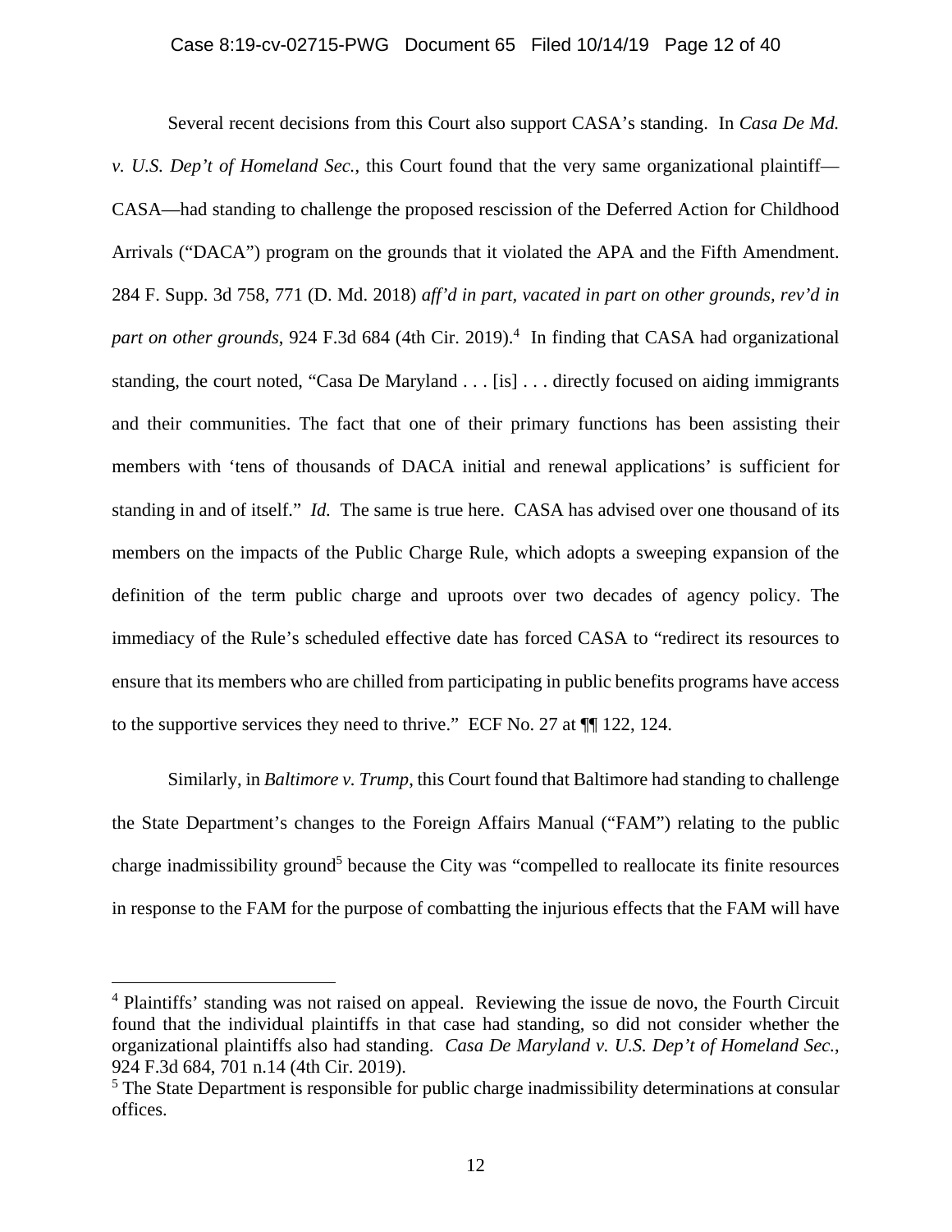Several recent decisions from this Court also support CASA's standing. In *Casa De Md. v. U.S. Dep't of Homeland Sec.*, this Court found that the very same organizational plaintiff—CASA—had standing to challenge the proposed rescission of the Deferred Action for Childhood Arrivals ("DACA") program on the grounds that it violated the APA and the Fifth Amendment. 284 F. Supp. 3d 758, 771 (D. Md. 2018) *aff'd in part, vacated in part on other grounds, rev'd in part on other grounds*, 924 F.3d 684 (4th Cir. 2019).[4] In finding that CASA had organizational standing, the court noted, "Casa De Maryland . . . [is] . . . directly focused on aiding immigrants and their communities. The fact that one of their primary functions has been assisting their members with 'tens of thousands of DACA initial and renewal applications' is sufficient for standing in and of itself." *Id.* The same is true here. CASA has advised over one thousand of its members on the impacts of the Public Charge Rule, which adopts a sweeping expansion of the definition of the term public charge and uproots over two decades of agency policy. The immediacy of the Rule's scheduled effective date has forced CASA to "redirect its resources to ensure that its members who are chilled from participating in public benefits programs have access to the supportive services they need to thrive." ECF No. 27 at ¶¶ 122, 124.

Similarly, in *Baltimore v. Trump*, this Court found that Baltimore had standing to challenge the State Department's changes to the Foreign Affairs Manual ("FAM") relating to the public charge inadmissibility ground[5] because the City was "compelled to reallocate its finite resources in response to the FAM for the purpose of combatting the injurious effects that the FAM will have

---

[4] Plaintiffs' standing was not raised on appeal. Reviewing the issue de novo, the Fourth Circuit found that the individual plaintiffs in that case had standing, so did not consider whether the organizational plaintiffs also had standing. *Casa De Maryland v. U.S. Dep't of Homeland Sec.*, 924 F.3d 684, 701 n.14 (4th Cir. 2019).

[5] The State Department is responsible for public charge inadmissibility determinations at consular offices.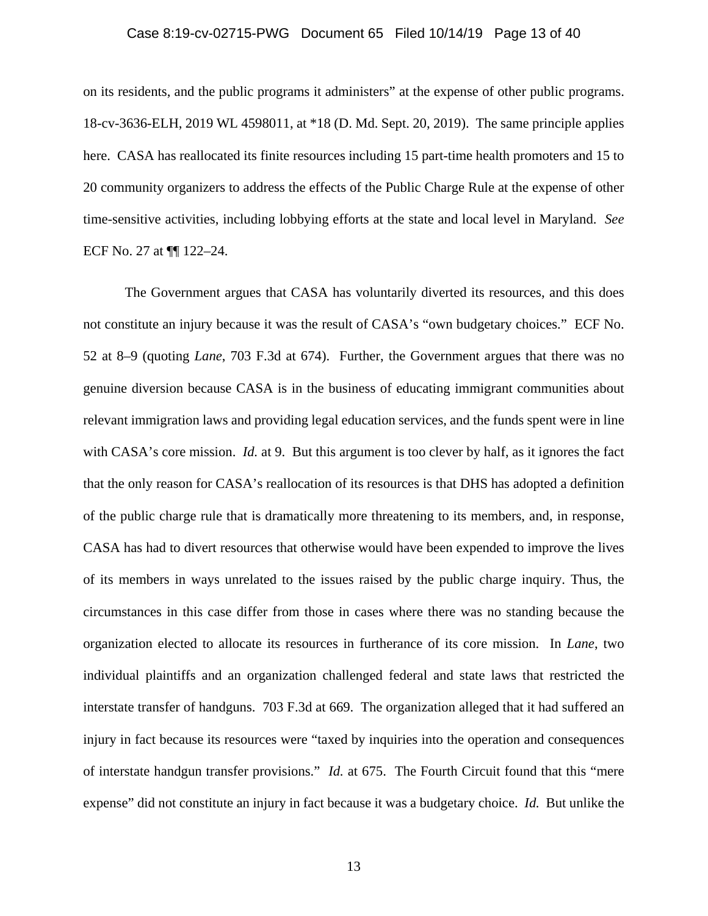on its residents, and the public programs it administers" at the expense of other public programs. 18-cv-3636-ELH, 2019 WL 4598011, at *18 (D. Md. Sept. 20, 2019). The same principle applies here. CASA has reallocated its finite resources including 15 part-time health promoters and 15 to 20 community organizers to address the effects of the Public Charge Rule at the expense of other time-sensitive activities, including lobbying efforts at the state and local level in Maryland. *See* ECF No. 27 at ¶¶ 122–24.

The Government argues that CASA has voluntarily diverted its resources, and this does not constitute an injury because it was the result of CASA's "own budgetary choices." ECF No. 52 at 8–9 (quoting *Lane*, 703 F.3d at 674). Further, the Government argues that there was no genuine diversion because CASA is in the business of educating immigrant communities about relevant immigration laws and providing legal education services, and the funds spent were in line with CASA's core mission. *Id.* at 9. But this argument is too clever by half, as it ignores the fact that the only reason for CASA's reallocation of its resources is that DHS has adopted a definition of the public charge rule that is dramatically more threatening to its members, and, in response, CASA has had to divert resources that otherwise would have been expended to improve the lives of its members in ways unrelated to the issues raised by the public charge inquiry. Thus, the circumstances in this case differ from those in cases where there was no standing because the organization elected to allocate its resources in furtherance of its core mission. In *Lane*, two individual plaintiffs and an organization challenged federal and state laws that restricted the interstate transfer of handguns. 703 F.3d at 669. The organization alleged that it had suffered an injury in fact because its resources were "taxed by inquiries into the operation and consequences of interstate handgun transfer provisions." *Id.* at 675. The Fourth Circuit found that this "mere expense" did not constitute an injury in fact because it was a budgetary choice. *Id.* But unlike the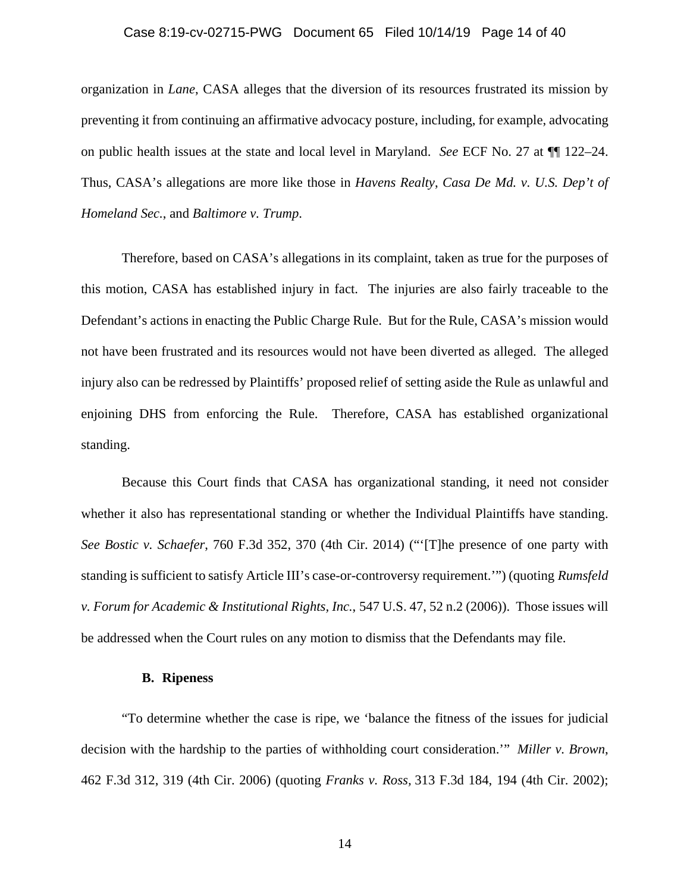organization in *Lane*, CASA alleges that the diversion of its resources frustrated its mission by preventing it from continuing an affirmative advocacy posture, including, for example, advocating on public health issues at the state and local level in Maryland. *See* ECF No. 27 at ¶¶ 122–24. Thus, CASA's allegations are more like those in *Havens Realty*, *Casa De Md. v. U.S. Dep't of Homeland Sec.*, and *Baltimore v. Trump*.

Therefore, based on CASA's allegations in its complaint, taken as true for the purposes of this motion, CASA has established injury in fact. The injuries are also fairly traceable to the Defendant's actions in enacting the Public Charge Rule. But for the Rule, CASA's mission would not have been frustrated and its resources would not have been diverted as alleged. The alleged injury also can be redressed by Plaintiffs' proposed relief of setting aside the Rule as unlawful and enjoining DHS from enforcing the Rule. Therefore, CASA has established organizational standing.

Because this Court finds that CASA has organizational standing, it need not consider whether it also has representational standing or whether the Individual Plaintiffs have standing. *See Bostic v. Schaefer*, 760 F.3d 352, 370 (4th Cir. 2014) ("'[T]he presence of one party with standing is sufficient to satisfy Article III's case-or-controversy requirement.'") (quoting *Rumsfeld v. Forum for Academic & Institutional Rights, Inc.*, 547 U.S. 47, 52 n.2 (2006)). Those issues will be addressed when the Court rules on any motion to dismiss that the Defendants may file.

**B. Ripeness**

"To determine whether the case is ripe, we 'balance the fitness of the issues for judicial decision with the hardship to the parties of withholding court consideration.'" *Miller v. Brown*, 462 F.3d 312, 319 (4th Cir. 2006) (quoting *Franks v. Ross*, 313 F.3d 184, 194 (4th Cir. 2002);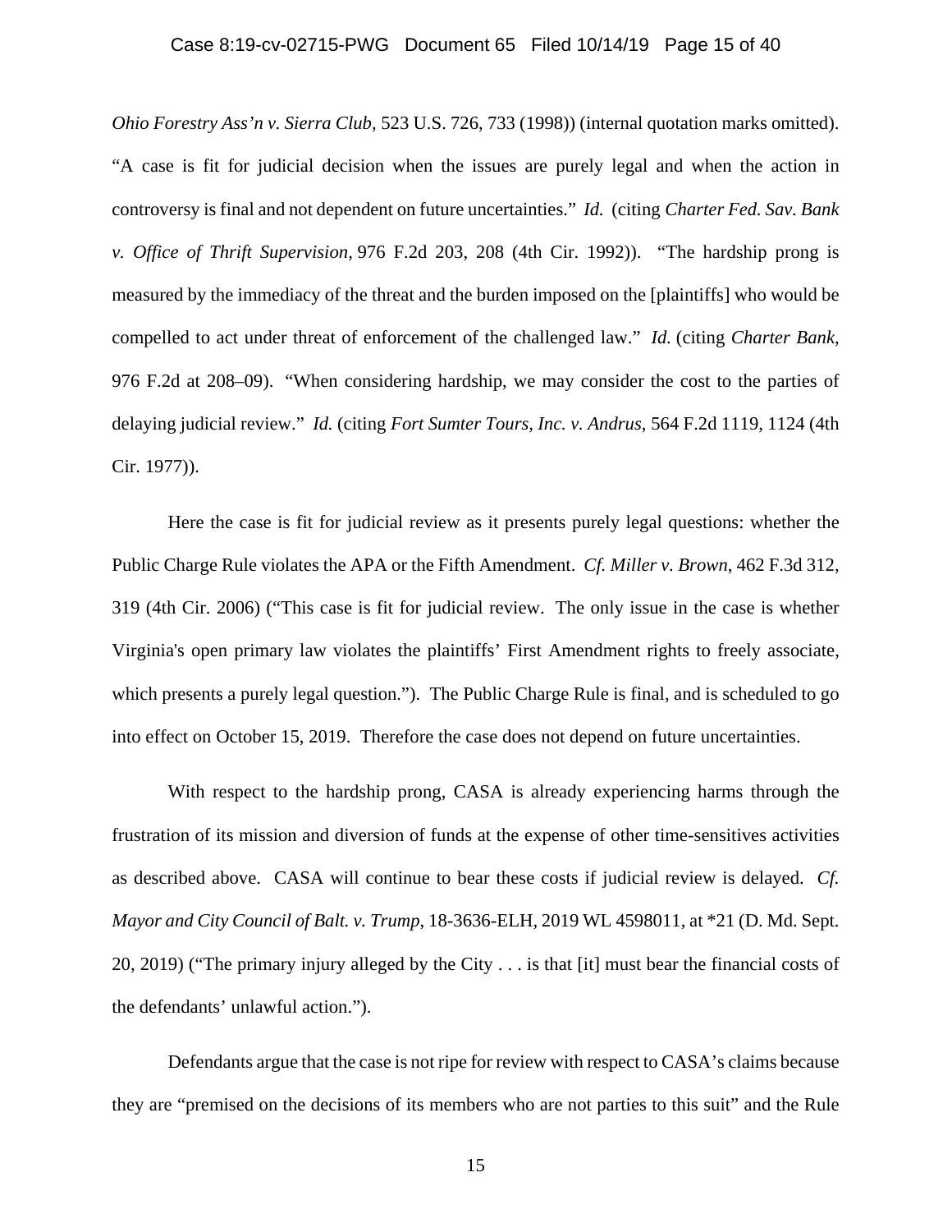*Ohio Forestry Ass'n v. Sierra Club*, 523 U.S. 726, 733 (1998)) (internal quotation marks omitted). "A case is fit for judicial decision when the issues are purely legal and when the action in controversy is final and not dependent on future uncertainties." *Id.* (citing *Charter Fed. Sav. Bank v. Office of Thrift Supervision*, 976 F.2d 203, 208 (4th Cir. 1992)). "The hardship prong is measured by the immediacy of the threat and the burden imposed on the [plaintiffs] who would be compelled to act under threat of enforcement of the challenged law." *Id.* (citing *Charter Bank*, 976 F.2d at 208–09). "When considering hardship, we may consider the cost to the parties of delaying judicial review." *Id.* (citing *Fort Sumter Tours, Inc. v. Andrus*, 564 F.2d 1119, 1124 (4th Cir. 1977)).

Here the case is fit for judicial review as it presents purely legal questions: whether the Public Charge Rule violates the APA or the Fifth Amendment. *Cf. Miller v. Brown*, 462 F.3d 312, 319 (4th Cir. 2006) ("This case is fit for judicial review. The only issue in the case is whether Virginia's open primary law violates the plaintiffs' First Amendment rights to freely associate, which presents a purely legal question."). The Public Charge Rule is final, and is scheduled to go into effect on October 15, 2019. Therefore the case does not depend on future uncertainties.

With respect to the hardship prong, CASA is already experiencing harms through the frustration of its mission and diversion of funds at the expense of other time-sensitives activities as described above. CASA will continue to bear these costs if judicial review is delayed. *Cf. Mayor and City Council of Balt. v. Trump*, 18-3636-ELH, 2019 WL 4598011, at *21 (D. Md. Sept. 20, 2019) ("The primary injury alleged by the City . . . is that [it] must bear the financial costs of the defendants' unlawful action.").

Defendants argue that the case is not ripe for review with respect to CASA's claims because they are "premised on the decisions of its members who are not parties to this suit" and the Rule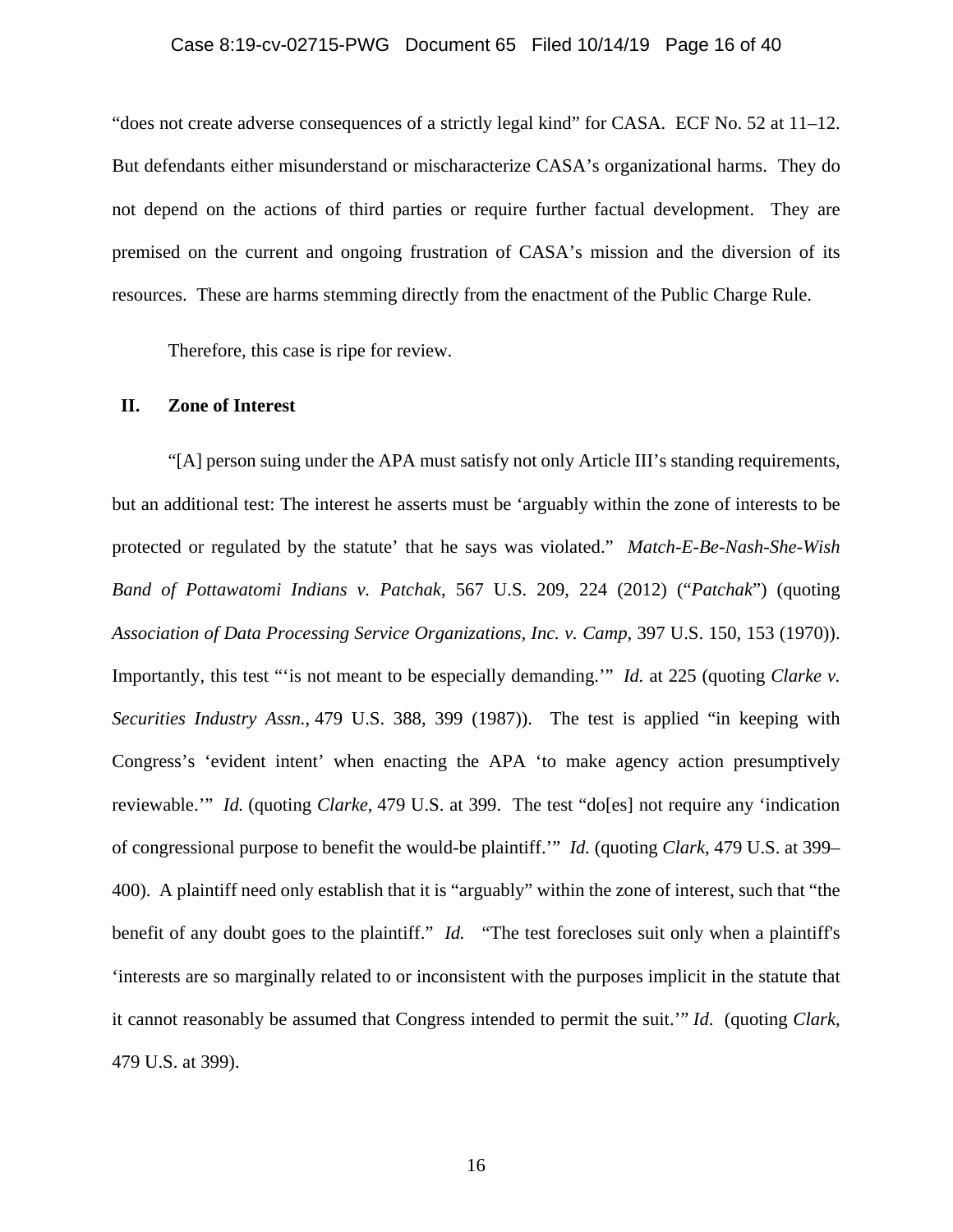"does not create adverse consequences of a strictly legal kind" for CASA. ECF No. 52 at 11–12. But defendants either misunderstand or mischaracterize CASA's organizational harms. They do not depend on the actions of third parties or require further factual development. They are premised on the current and ongoing frustration of CASA's mission and the diversion of its resources. These are harms stemming directly from the enactment of the Public Charge Rule.

Therefore, this case is ripe for review.

## II. Zone of Interest

"[A] person suing under the APA must satisfy not only Article III's standing requirements, but an additional test: The interest he asserts must be 'arguably within the zone of interests to be protected or regulated by the statute' that he says was violated." *Match-E-Be-Nash-She-Wish Band of Pottawatomi Indians v. Patchak*, 567 U.S. 209, 224 (2012) ("*Patchak*") (quoting *Association of Data Processing Service Organizations, Inc. v. Camp*, 397 U.S. 150, 153 (1970)). Importantly, this test "'is not meant to be especially demanding.'" *Id.* at 225 (quoting *Clarke v. Securities Industry Assn.*, 479 U.S. 388, 399 (1987)). The test is applied "in keeping with Congress's 'evident intent' when enacting the APA 'to make agency action presumptively reviewable.'" *Id.* (quoting *Clarke*, 479 U.S. at 399. The test "do[es] not require any 'indication of congressional purpose to benefit the would-be plaintiff.'" *Id.* (quoting *Clark*, 479 U.S. at 399–400). A plaintiff need only establish that it is "arguably" within the zone of interest, such that "the benefit of any doubt goes to the plaintiff." *Id.* "The test forecloses suit only when a plaintiff's 'interests are so marginally related to or inconsistent with the purposes implicit in the statute that it cannot reasonably be assumed that Congress intended to permit the suit.'" *Id*. (quoting *Clark*, 479 U.S. at 399).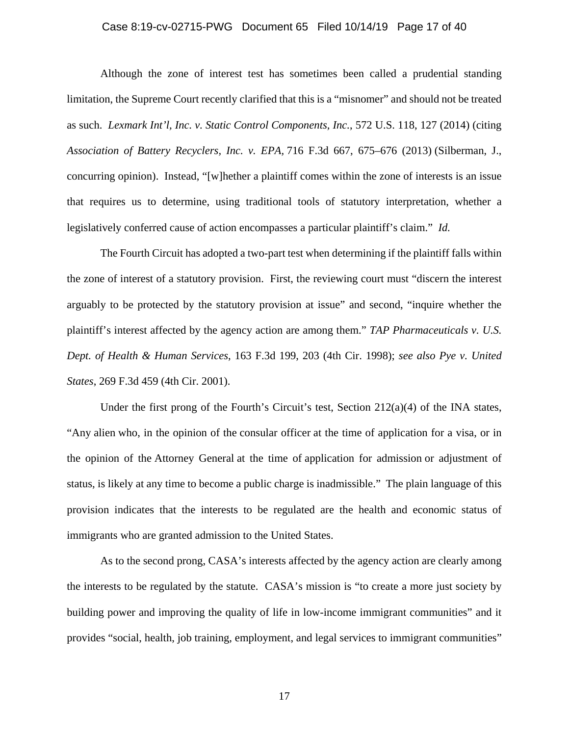Although the zone of interest test has sometimes been called a prudential standing limitation, the Supreme Court recently clarified that this is a "misnomer" and should not be treated as such. *Lexmark Int'l, Inc. v. Static Control Components, Inc.*, 572 U.S. 118, 127 (2014) (citing *Association of Battery Recyclers, Inc. v. EPA*, 716 F.3d 667, 675–676 (2013) (Silberman, J., concurring opinion). Instead, "[w]hether a plaintiff comes within the zone of interests is an issue that requires us to determine, using traditional tools of statutory interpretation, whether a legislatively conferred cause of action encompasses a particular plaintiff's claim." *Id.*

The Fourth Circuit has adopted a two-part test when determining if the plaintiff falls within the zone of interest of a statutory provision. First, the reviewing court must "discern the interest arguably to be protected by the statutory provision at issue" and second, "inquire whether the plaintiff's interest affected by the agency action are among them." *TAP Pharmaceuticals v. U.S. Dept. of Health & Human Services*, 163 F.3d 199, 203 (4th Cir. 1998); *see also Pye v. United States*, 269 F.3d 459 (4th Cir. 2001).

Under the first prong of the Fourth's Circuit's test, Section 212(a)(4) of the INA states, "Any alien who, in the opinion of the consular officer at the time of application for a visa, or in the opinion of the Attorney General at the time of application for admission or adjustment of status, is likely at any time to become a public charge is inadmissible." The plain language of this provision indicates that the interests to be regulated are the health and economic status of immigrants who are granted admission to the United States.

As to the second prong, CASA's interests affected by the agency action are clearly among the interests to be regulated by the statute. CASA's mission is "to create a more just society by building power and improving the quality of life in low-income immigrant communities" and it provides "social, health, job training, employment, and legal services to immigrant communities"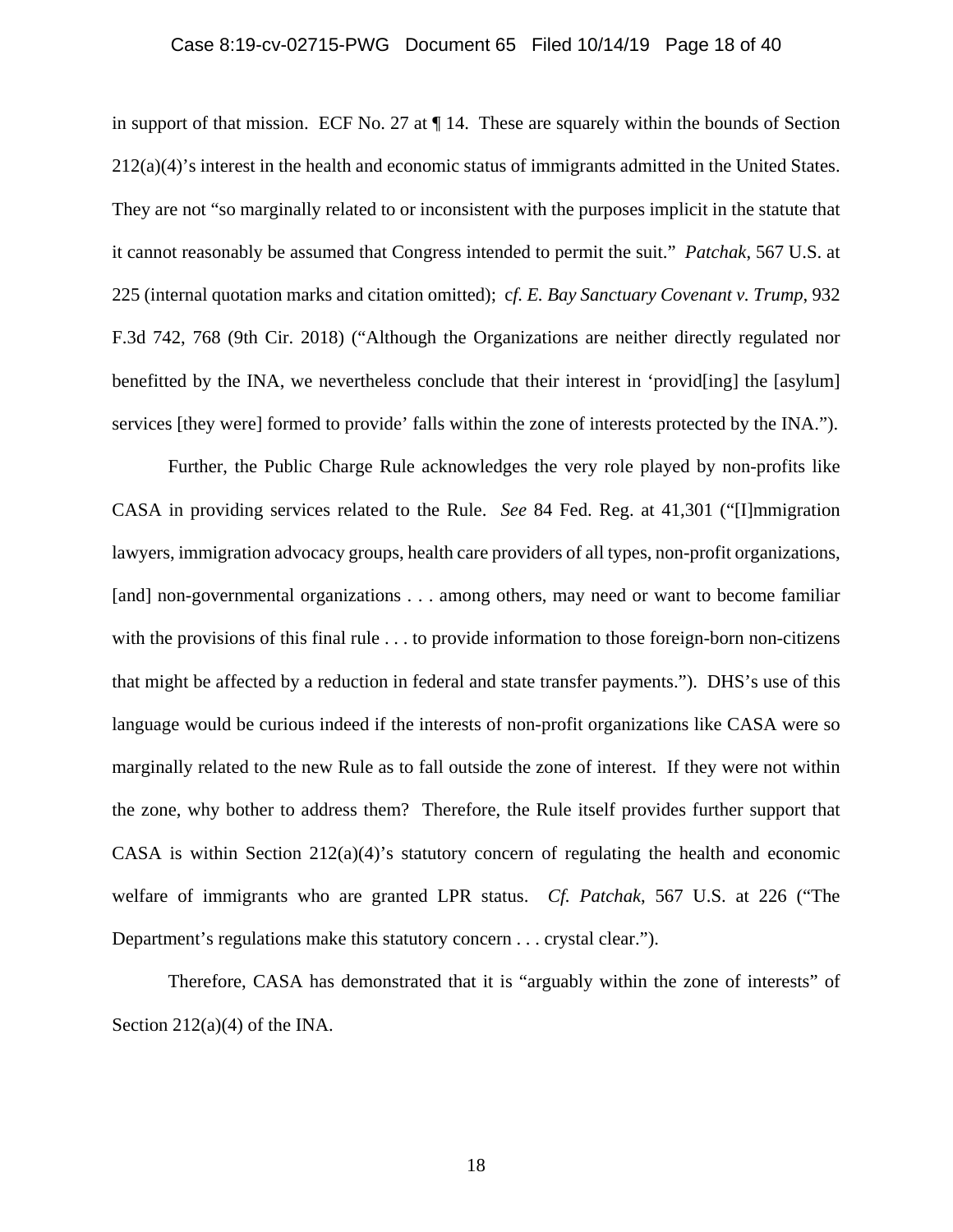in support of that mission. ECF No. 27 at ¶ 14. These are squarely within the bounds of Section 212(a)(4)'s interest in the health and economic status of immigrants admitted in the United States. They are not "so marginally related to or inconsistent with the purposes implicit in the statute that it cannot reasonably be assumed that Congress intended to permit the suit." *Patchak*, 567 U.S. at 225 (internal quotation marks and citation omitted); c*f. E. Bay Sanctuary Covenant v. Trump*, 932 F.3d 742, 768 (9th Cir. 2018) ("Although the Organizations are neither directly regulated nor benefitted by the INA, we nevertheless conclude that their interest in 'provid[ing] the [asylum] services [they were] formed to provide' falls within the zone of interests protected by the INA.").

Further, the Public Charge Rule acknowledges the very role played by non-profits like CASA in providing services related to the Rule. *See* 84 Fed. Reg. at 41,301 ("[I]mmigration lawyers, immigration advocacy groups, health care providers of all types, non-profit organizations, [and] non-governmental organizations . . . among others, may need or want to become familiar with the provisions of this final rule . . . to provide information to those foreign-born non-citizens that might be affected by a reduction in federal and state transfer payments."). DHS's use of this language would be curious indeed if the interests of non-profit organizations like CASA were so marginally related to the new Rule as to fall outside the zone of interest. If they were not within the zone, why bother to address them? Therefore, the Rule itself provides further support that CASA is within Section 212(a)(4)'s statutory concern of regulating the health and economic welfare of immigrants who are granted LPR status. *Cf. Patchak*, 567 U.S. at 226 ("The Department's regulations make this statutory concern . . . crystal clear.").

Therefore, CASA has demonstrated that it is "arguably within the zone of interests" of Section 212(a)(4) of the INA.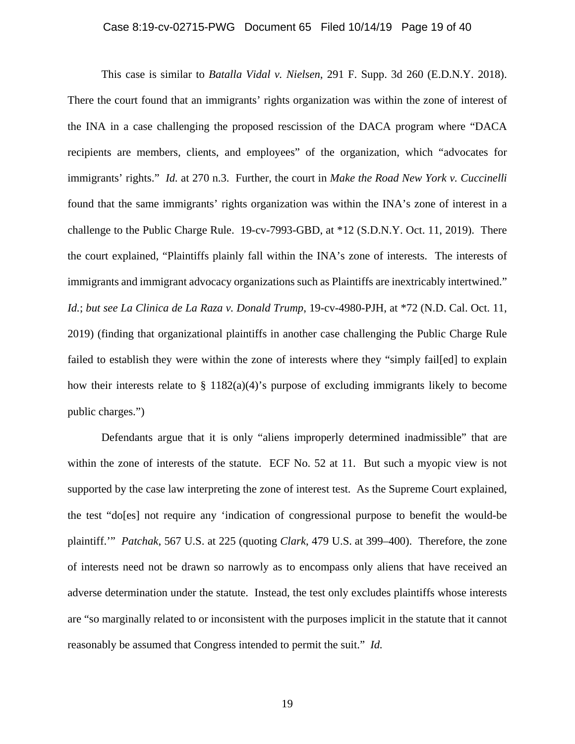This case is similar to *Batalla Vidal v. Nielsen*, 291 F. Supp. 3d 260 (E.D.N.Y. 2018). There the court found that an immigrants' rights organization was within the zone of interest of the INA in a case challenging the proposed rescission of the DACA program where "DACA recipients are members, clients, and employees" of the organization, which "advocates for immigrants' rights." *Id.* at 270 n.3. Further, the court in *Make the Road New York v. Cuccinelli* found that the same immigrants' rights organization was within the INA's zone of interest in a challenge to the Public Charge Rule. 19-cv-7993-GBD, at *12 (S.D.N.Y. Oct. 11, 2019). There the court explained, "Plaintiffs plainly fall within the INA's zone of interests. The interests of immigrants and immigrant advocacy organizations such as Plaintiffs are inextricably intertwined." *Id.*; *but see La Clinica de La Raza v. Donald Trump*, 19-cv-4980-PJH, at *72 (N.D. Cal. Oct. 11, 2019) (finding that organizational plaintiffs in another case challenging the Public Charge Rule failed to establish they were within the zone of interests where they "simply fail[ed] to explain how their interests relate to § 1182(a)(4)'s purpose of excluding immigrants likely to become public charges.")

Defendants argue that it is only "aliens improperly determined inadmissible" that are within the zone of interests of the statute. ECF No. 52 at 11. But such a myopic view is not supported by the case law interpreting the zone of interest test. As the Supreme Court explained, the test "do[es] not require any 'indication of congressional purpose to benefit the would-be plaintiff.'" *Patchak*, 567 U.S. at 225 (quoting *Clark*, 479 U.S. at 399–400). Therefore, the zone of interests need not be drawn so narrowly as to encompass only aliens that have received an adverse determination under the statute. Instead, the test only excludes plaintiffs whose interests are "so marginally related to or inconsistent with the purposes implicit in the statute that it cannot reasonably be assumed that Congress intended to permit the suit." *Id.*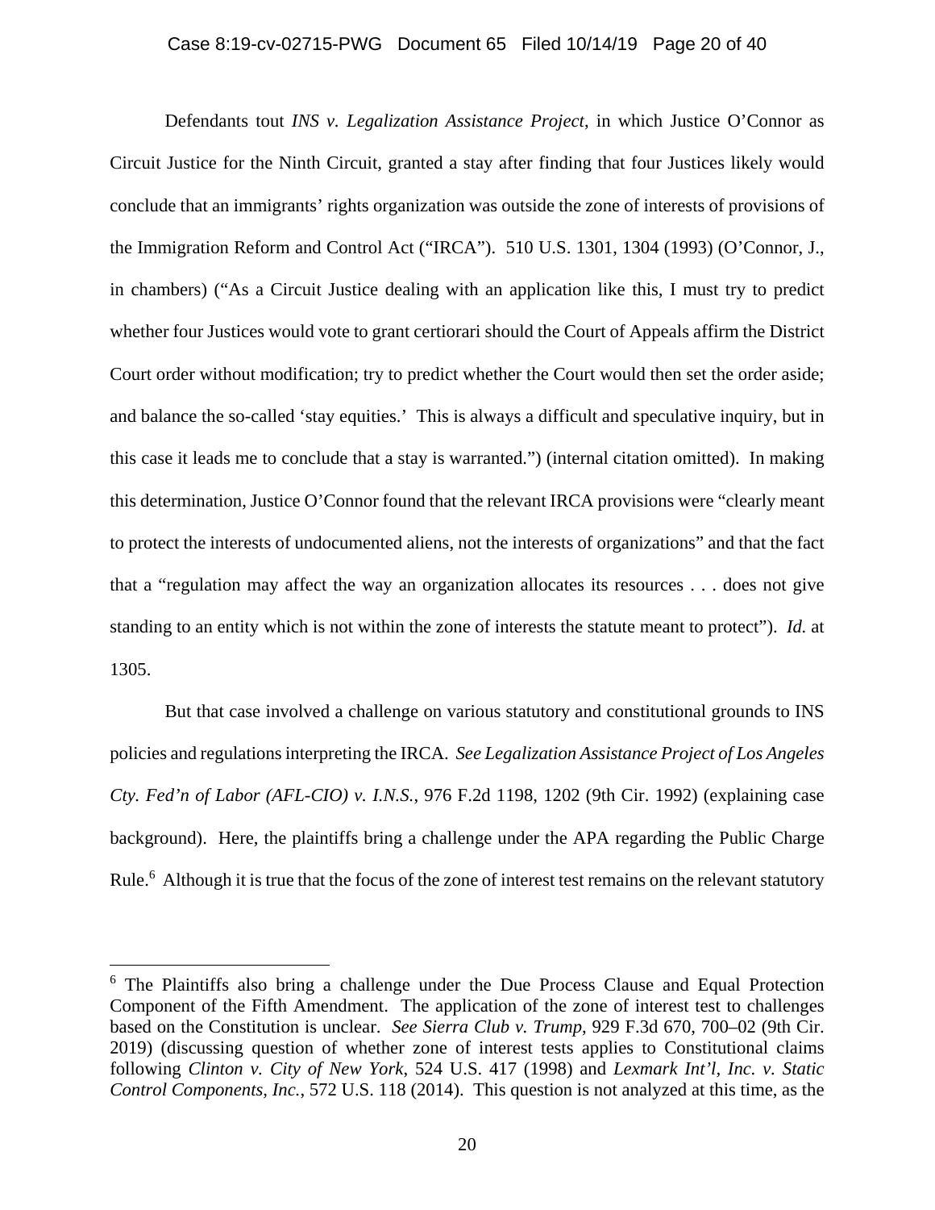Defendants tout *INS v. Legalization Assistance Project*, in which Justice O'Connor as Circuit Justice for the Ninth Circuit, granted a stay after finding that four Justices likely would conclude that an immigrants' rights organization was outside the zone of interests of provisions of the Immigration Reform and Control Act ("IRCA"). 510 U.S. 1301, 1304 (1993) (O'Connor, J., in chambers) ("As a Circuit Justice dealing with an application like this, I must try to predict whether four Justices would vote to grant certiorari should the Court of Appeals affirm the District Court order without modification; try to predict whether the Court would then set the order aside; and balance the so-called 'stay equities.' This is always a difficult and speculative inquiry, but in this case it leads me to conclude that a stay is warranted.") (internal citation omitted). In making this determination, Justice O'Connor found that the relevant IRCA provisions were "clearly meant to protect the interests of undocumented aliens, not the interests of organizations" and that the fact that a "regulation may affect the way an organization allocates its resources . . . does not give standing to an entity which is not within the zone of interests the statute meant to protect"). *Id.* at 1305.

But that case involved a challenge on various statutory and constitutional grounds to INS policies and regulations interpreting the IRCA. *See Legalization Assistance Project of Los Angeles Cty. Fed'n of Labor (AFL-CIO) v. I.N.S.*, 976 F.2d 1198, 1202 (9th Cir. 1992) (explaining case background). Here, the plaintiffs bring a challenge under the APA regarding the Public Charge Rule.[6] Although it is true that the focus of the zone of interest test remains on the relevant statutory

[6] The Plaintiffs also bring a challenge under the Due Process Clause and Equal Protection Component of the Fifth Amendment. The application of the zone of interest test to challenges based on the Constitution is unclear. *See Sierra Club v. Trump*, 929 F.3d 670, 700–02 (9th Cir. 2019) (discussing question of whether zone of interest tests applies to Constitutional claims following *Clinton v. City of New York*, 524 U.S. 417 (1998) and *Lexmark Int'l, Inc. v. Static Control Components, Inc.*, 572 U.S. 118 (2014). This question is not analyzed at this time, as the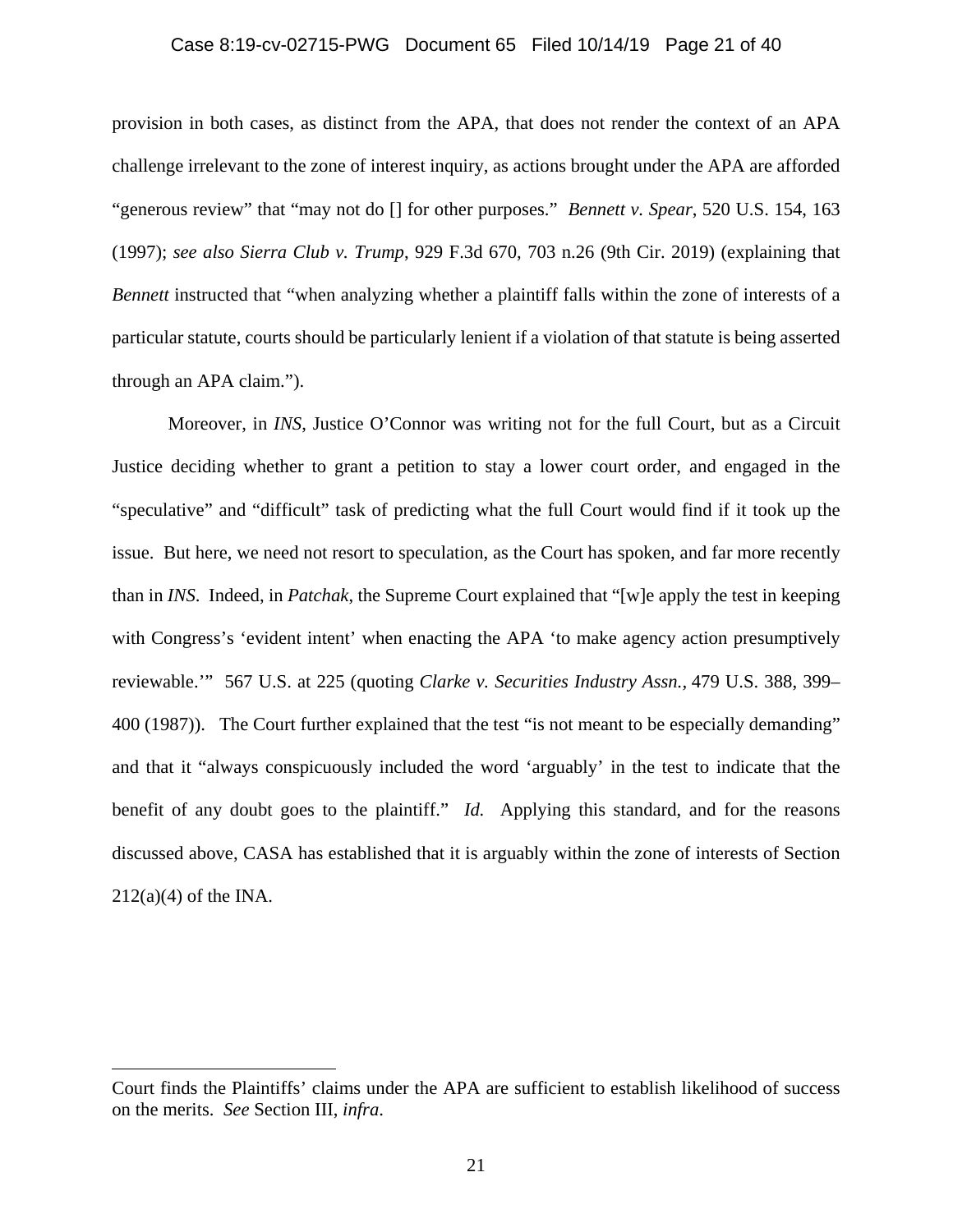provision in both cases, as distinct from the APA, that does not render the context of an APA challenge irrelevant to the zone of interest inquiry, as actions brought under the APA are afforded "generous review" that "may not do [] for other purposes." *Bennett v. Spear*, 520 U.S. 154, 163 (1997); *see also Sierra Club v. Trump*, 929 F.3d 670, 703 n.26 (9th Cir. 2019) (explaining that *Bennett* instructed that "when analyzing whether a plaintiff falls within the zone of interests of a particular statute, courts should be particularly lenient if a violation of that statute is being asserted through an APA claim.").

Moreover, in *INS*, Justice O'Connor was writing not for the full Court, but as a Circuit Justice deciding whether to grant a petition to stay a lower court order, and engaged in the "speculative" and "difficult" task of predicting what the full Court would find if it took up the issue. But here, we need not resort to speculation, as the Court has spoken, and far more recently than in *INS*. Indeed, in *Patchak*, the Supreme Court explained that "[w]e apply the test in keeping with Congress's 'evident intent' when enacting the APA 'to make agency action presumptively reviewable.'" 567 U.S. at 225 (quoting *Clarke v. Securities Industry Assn.*, 479 U.S. 388, 399–400 (1987)). The Court further explained that the test "is not meant to be especially demanding" and that it "always conspicuously included the word 'arguably' in the test to indicate that the benefit of any doubt goes to the plaintiff." *Id.* Applying this standard, and for the reasons discussed above, CASA has established that it is arguably within the zone of interests of Section 212(a)(4) of the INA.

---

Court finds the Plaintiffs' claims under the APA are sufficient to establish likelihood of success on the merits. *See* Section III, *infra*.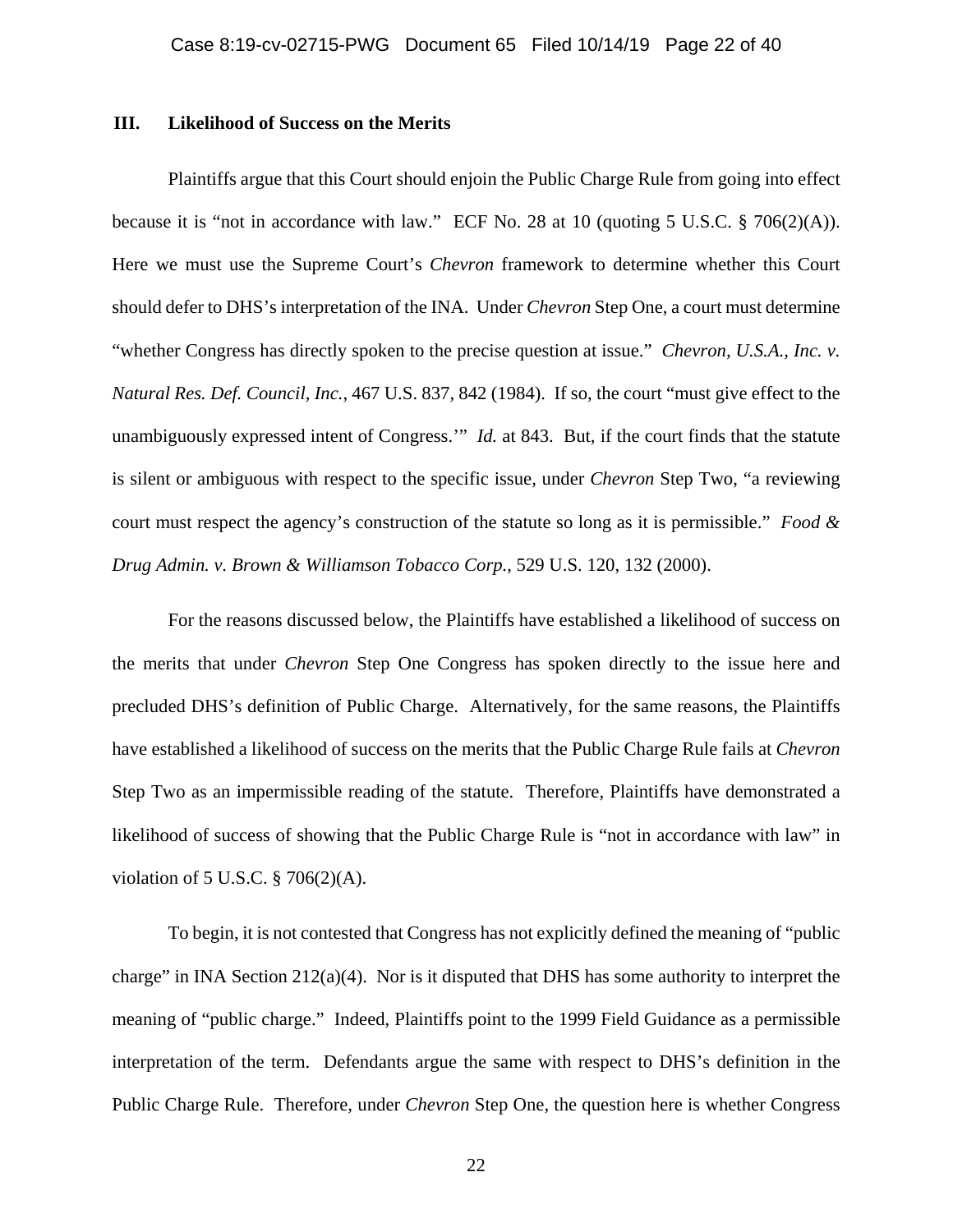### III. Likelihood of Success on the Merits

Plaintiffs argue that this Court should enjoin the Public Charge Rule from going into effect because it is "not in accordance with law." ECF No. 28 at 10 (quoting 5 U.S.C. § 706(2)(A)). Here we must use the Supreme Court's *Chevron* framework to determine whether this Court should defer to DHS's interpretation of the INA. Under *Chevron* Step One, a court must determine "whether Congress has directly spoken to the precise question at issue." *Chevron, U.S.A., Inc. v. Natural Res. Def. Council, Inc.*, 467 U.S. 837, 842 (1984). If so, the court "must give effect to the unambiguously expressed intent of Congress.'" *Id.* at 843. But, if the court finds that the statute is silent or ambiguous with respect to the specific issue, under *Chevron* Step Two, "a reviewing court must respect the agency's construction of the statute so long as it is permissible." *Food & Drug Admin. v. Brown & Williamson Tobacco Corp.*, 529 U.S. 120, 132 (2000).

For the reasons discussed below, the Plaintiffs have established a likelihood of success on the merits that under *Chevron* Step One Congress has spoken directly to the issue here and precluded DHS's definition of Public Charge. Alternatively, for the same reasons, the Plaintiffs have established a likelihood of success on the merits that the Public Charge Rule fails at *Chevron* Step Two as an impermissible reading of the statute. Therefore, Plaintiffs have demonstrated a likelihood of success of showing that the Public Charge Rule is "not in accordance with law" in violation of 5 U.S.C. § 706(2)(A).

To begin, it is not contested that Congress has not explicitly defined the meaning of "public charge" in INA Section 212(a)(4). Nor is it disputed that DHS has some authority to interpret the meaning of "public charge." Indeed, Plaintiffs point to the 1999 Field Guidance as a permissible interpretation of the term. Defendants argue the same with respect to DHS's definition in the Public Charge Rule. Therefore, under *Chevron* Step One, the question here is whether Congress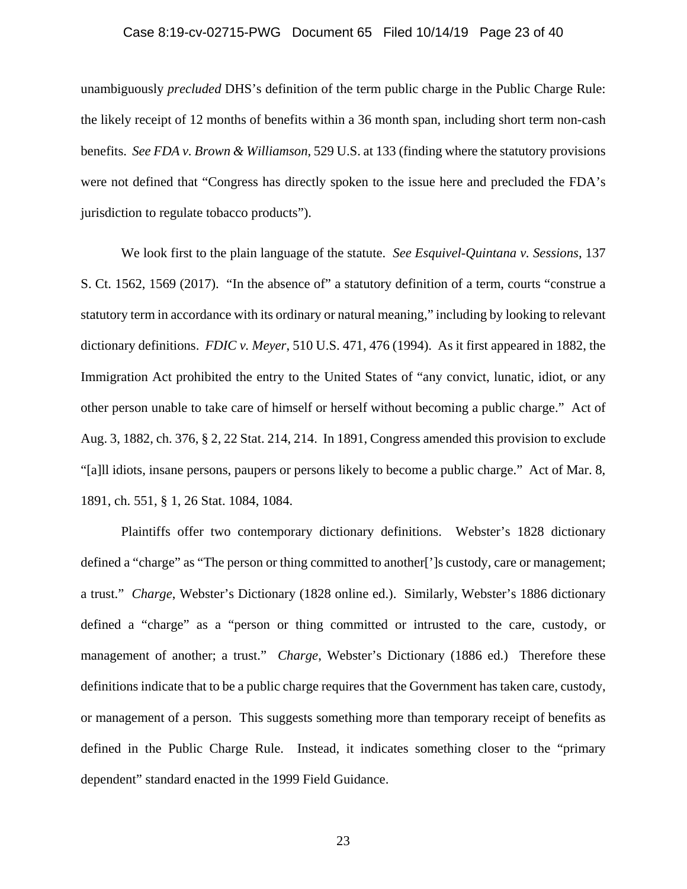unambiguously *precluded* DHS's definition of the term public charge in the Public Charge Rule: the likely receipt of 12 months of benefits within a 36 month span, including short term non-cash benefits. *See FDA v. Brown & Williamson*, 529 U.S. at 133 (finding where the statutory provisions were not defined that "Congress has directly spoken to the issue here and precluded the FDA's jurisdiction to regulate tobacco products").

We look first to the plain language of the statute. *See Esquivel-Quintana v. Sessions*, 137 S. Ct. 1562, 1569 (2017). "In the absence of" a statutory definition of a term, courts "construe a statutory term in accordance with its ordinary or natural meaning," including by looking to relevant dictionary definitions. *FDIC v. Meyer*, 510 U.S. 471, 476 (1994). As it first appeared in 1882, the Immigration Act prohibited the entry to the United States of "any convict, lunatic, idiot, or any other person unable to take care of himself or herself without becoming a public charge." Act of Aug. 3, 1882, ch. 376, § 2, 22 Stat. 214, 214. In 1891, Congress amended this provision to exclude "[a]ll idiots, insane persons, paupers or persons likely to become a public charge." Act of Mar. 8, 1891, ch. 551, § 1, 26 Stat. 1084, 1084.

Plaintiffs offer two contemporary dictionary definitions. Webster's 1828 dictionary defined a "charge" as "The person or thing committed to another[']s custody, care or management; a trust." *Charge*, Webster's Dictionary (1828 online ed.). Similarly, Webster's 1886 dictionary defined a "charge" as a "person or thing committed or intrusted to the care, custody, or management of another; a trust." *Charge*, Webster's Dictionary (1886 ed.) Therefore these definitions indicate that to be a public charge requires that the Government has taken care, custody, or management of a person. This suggests something more than temporary receipt of benefits as defined in the Public Charge Rule. Instead, it indicates something closer to the "primary dependent" standard enacted in the 1999 Field Guidance.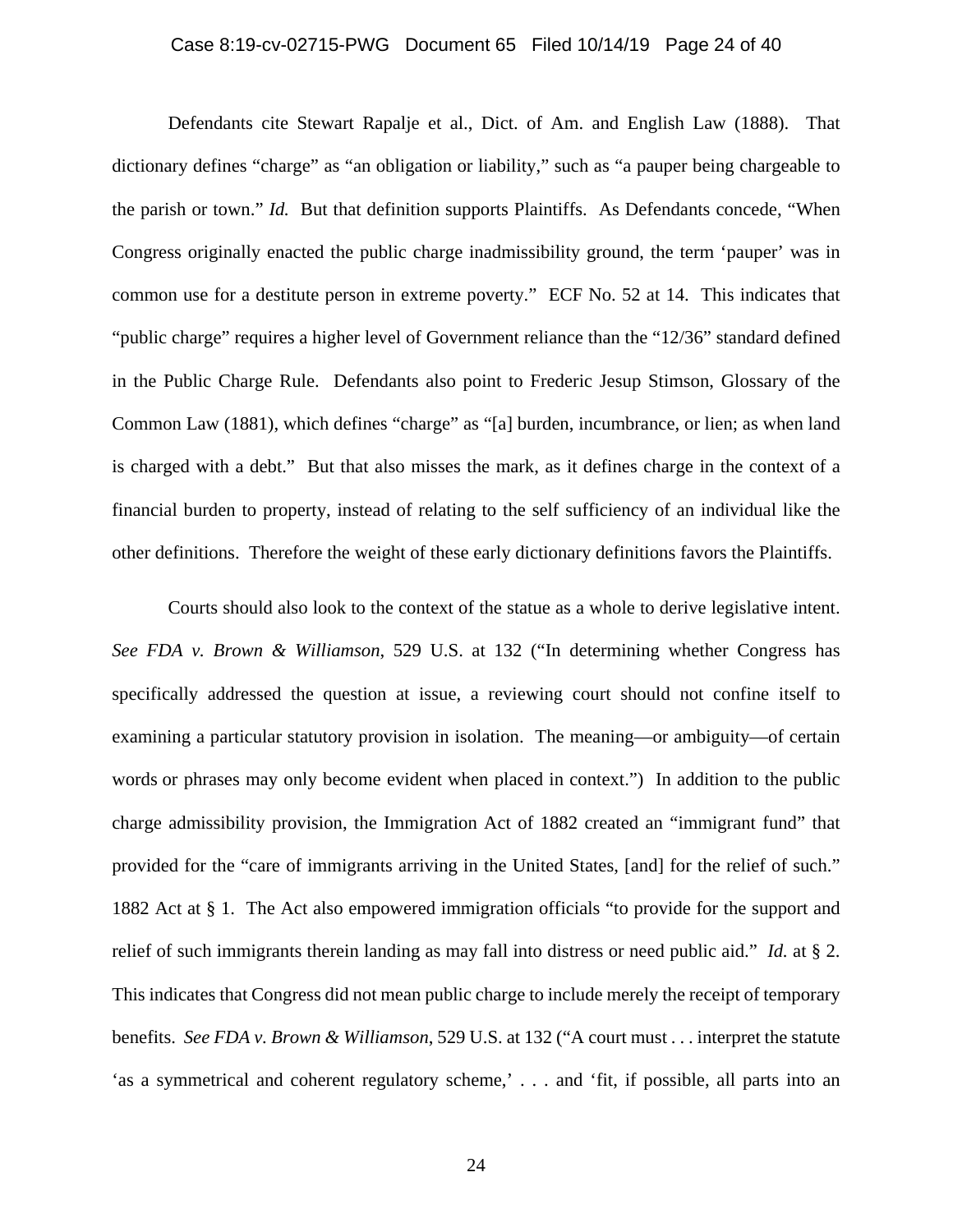Defendants cite Stewart Rapalje et al., Dict. of Am. and English Law (1888). That dictionary defines "charge" as "an obligation or liability," such as "a pauper being chargeable to the parish or town." *Id.* But that definition supports Plaintiffs. As Defendants concede, "When Congress originally enacted the public charge inadmissibility ground, the term 'pauper' was in common use for a destitute person in extreme poverty." ECF No. 52 at 14. This indicates that "public charge" requires a higher level of Government reliance than the "12/36" standard defined in the Public Charge Rule. Defendants also point to Frederic Jesup Stimson, Glossary of the Common Law (1881), which defines "charge" as "[a] burden, incumbrance, or lien; as when land is charged with a debt." But that also misses the mark, as it defines charge in the context of a financial burden to property, instead of relating to the self sufficiency of an individual like the other definitions. Therefore the weight of these early dictionary definitions favors the Plaintiffs.

Courts should also look to the context of the statue as a whole to derive legislative intent. *See FDA v. Brown & Williamson*, 529 U.S. at 132 ("In determining whether Congress has specifically addressed the question at issue, a reviewing court should not confine itself to examining a particular statutory provision in isolation. The meaning—or ambiguity—of certain words or phrases may only become evident when placed in context.") In addition to the public charge admissibility provision, the Immigration Act of 1882 created an "immigrant fund" that provided for the "care of immigrants arriving in the United States, [and] for the relief of such." 1882 Act at § 1. The Act also empowered immigration officials "to provide for the support and relief of such immigrants therein landing as may fall into distress or need public aid." *Id.* at § 2. This indicates that Congress did not mean public charge to include merely the receipt of temporary benefits. *See FDA v. Brown & Williamson*, 529 U.S. at 132 ("A court must . . . interpret the statute 'as a symmetrical and coherent regulatory scheme,' . . . and 'fit, if possible, all parts into an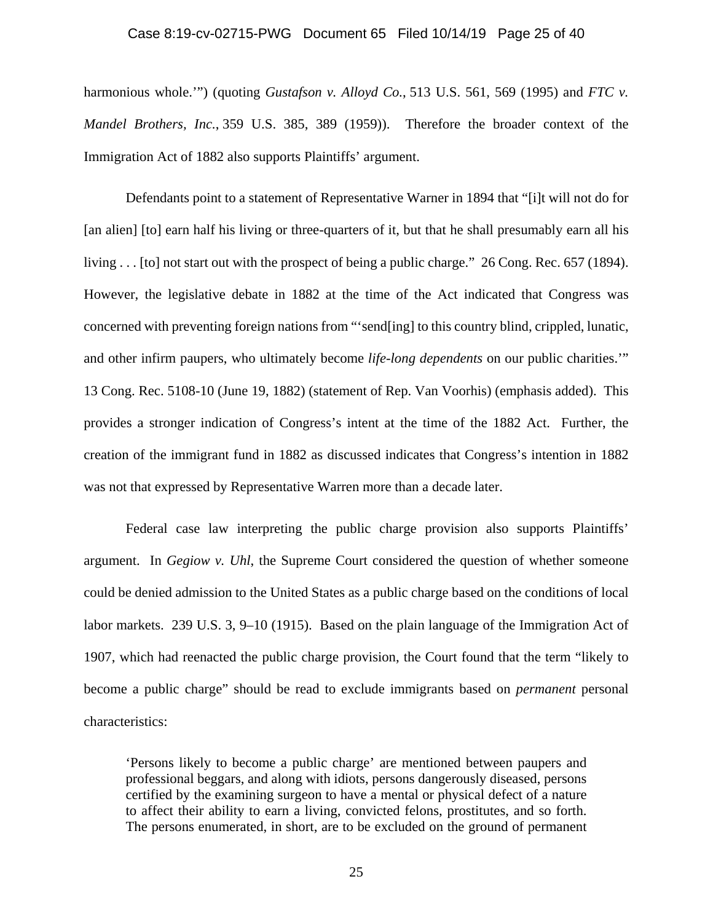harmonious whole.'") (quoting *Gustafson v. Alloyd Co.*, 513 U.S. 561, 569 (1995) and *FTC v. Mandel Brothers, Inc.*, 359 U.S. 385, 389 (1959)). Therefore the broader context of the Immigration Act of 1882 also supports Plaintiffs' argument.

Defendants point to a statement of Representative Warner in 1894 that "[i]t will not do for [an alien] [to] earn half his living or three-quarters of it, but that he shall presumably earn all his living . . . [to] not start out with the prospect of being a public charge." 26 Cong. Rec. 657 (1894). However, the legislative debate in 1882 at the time of the Act indicated that Congress was concerned with preventing foreign nations from "'send[ing] to this country blind, crippled, lunatic, and other infirm paupers, who ultimately become *life-long dependents* on our public charities.'" 13 Cong. Rec. 5108-10 (June 19, 1882) (statement of Rep. Van Voorhis) (emphasis added). This provides a stronger indication of Congress's intent at the time of the 1882 Act. Further, the creation of the immigrant fund in 1882 as discussed indicates that Congress's intention in 1882 was not that expressed by Representative Warren more than a decade later.

Federal case law interpreting the public charge provision also supports Plaintiffs' argument. In *Gegiow v. Uhl*, the Supreme Court considered the question of whether someone could be denied admission to the United States as a public charge based on the conditions of local labor markets. 239 U.S. 3, 9–10 (1915). Based on the plain language of the Immigration Act of 1907, which had reenacted the public charge provision, the Court found that the term "likely to become a public charge" should be read to exclude immigrants based on *permanent* personal characteristics:

> 'Persons likely to become a public charge' are mentioned between paupers and professional beggars, and along with idiots, persons dangerously diseased, persons certified by the examining surgeon to have a mental or physical defect of a nature to affect their ability to earn a living, convicted felons, prostitutes, and so forth. The persons enumerated, in short, are to be excluded on the ground of permanent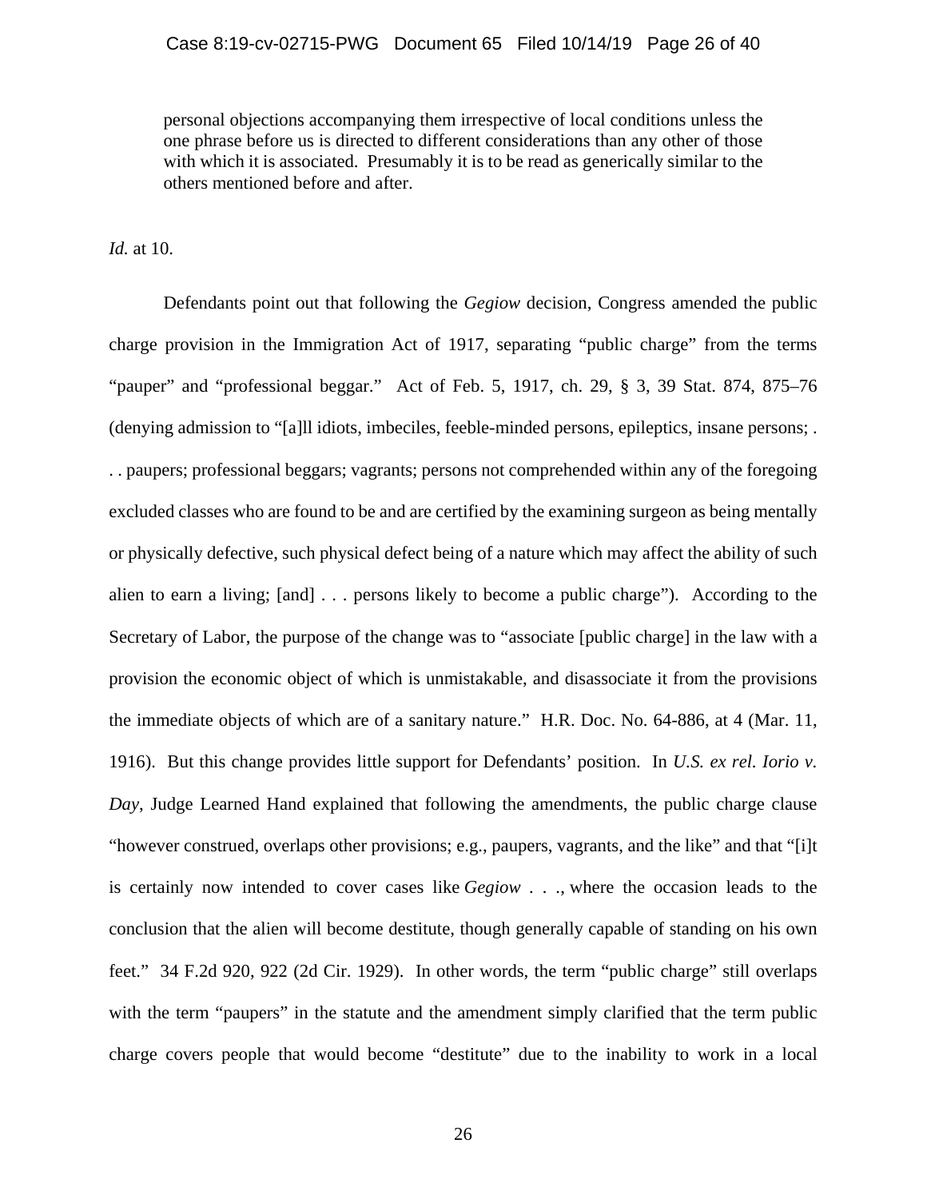> personal objections accompanying them irrespective of local conditions unless the one phrase before us is directed to different considerations than any other of those with which it is associated. Presumably it is to be read as generically similar to the others mentioned before and after.

*Id.* at 10.

Defendants point out that following the *Gegiow* decision, Congress amended the public charge provision in the Immigration Act of 1917, separating "public charge" from the terms "pauper" and "professional beggar." Act of Feb. 5, 1917, ch. 29, § 3, 39 Stat. 874, 875–76 (denying admission to "[a]ll idiots, imbeciles, feeble-minded persons, epileptics, insane persons; . . . paupers; professional beggars; vagrants; persons not comprehended within any of the foregoing excluded classes who are found to be and are certified by the examining surgeon as being mentally or physically defective, such physical defect being of a nature which may affect the ability of such alien to earn a living; [and] . . . persons likely to become a public charge"). According to the Secretary of Labor, the purpose of the change was to "associate [public charge] in the law with a provision the economic object of which is unmistakable, and disassociate it from the provisions the immediate objects of which are of a sanitary nature." H.R. Doc. No. 64-886, at 4 (Mar. 11, 1916). But this change provides little support for Defendants' position. In *U.S. ex rel. Iorio v. Day*, Judge Learned Hand explained that following the amendments, the public charge clause "however construed, overlaps other provisions; e.g., paupers, vagrants, and the like" and that "[i]t is certainly now intended to cover cases like *Gegiow* . . ., where the occasion leads to the conclusion that the alien will become destitute, though generally capable of standing on his own feet." 34 F.2d 920, 922 (2d Cir. 1929). In other words, the term "public charge" still overlaps with the term "paupers" in the statute and the amendment simply clarified that the term public charge covers people that would become "destitute" due to the inability to work in a local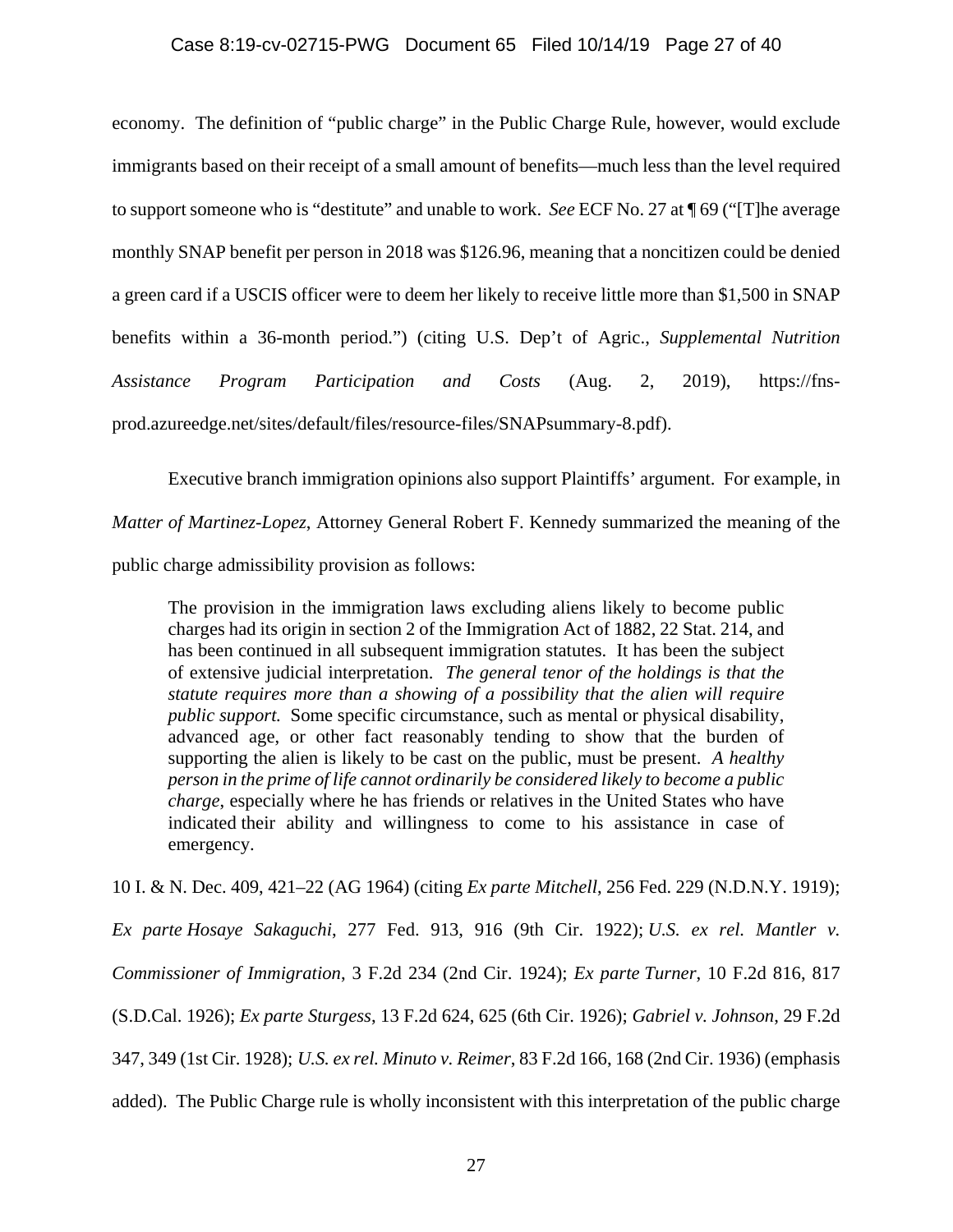economy. The definition of "public charge" in the Public Charge Rule, however, would exclude immigrants based on their receipt of a small amount of benefits—much less than the level required to support someone who is "destitute" and unable to work. *See* ECF No. 27 at ¶ 69 ("[T]he average monthly SNAP benefit per person in 2018 was $126.96, meaning that a noncitizen could be denied a green card if a USCIS officer were to deem her likely to receive little more than $1,500 in SNAP benefits within a 36-month period.") (citing U.S. Dep't of Agric., *Supplemental Nutrition Assistance Program Participation and Costs* (Aug. 2, 2019), https://fns-prod.azureedge.net/sites/default/files/resource-files/SNAPsummary-8.pdf).

Executive branch immigration opinions also support Plaintiffs' argument. For example, in *Matter of Martinez-Lopez*, Attorney General Robert F. Kennedy summarized the meaning of the public charge admissibility provision as follows:

> The provision in the immigration laws excluding aliens likely to become public charges had its origin in section 2 of the Immigration Act of 1882, 22 Stat. 214, and has been continued in all subsequent immigration statutes. It has been the subject of extensive judicial interpretation. *The general tenor of the holdings is that the statute requires more than a showing of a possibility that the alien will require public support.* Some specific circumstance, such as mental or physical disability, advanced age, or other fact reasonably tending to show that the burden of supporting the alien is likely to be cast on the public, must be present. *A healthy person in the prime of life cannot ordinarily be considered likely to become a public charge*, especially where he has friends or relatives in the United States who have indicated their ability and willingness to come to his assistance in case of emergency.

10 I. & N. Dec. 409, 421–22 (AG 1964) (citing *Ex parte Mitchell*, 256 Fed. 229 (N.D.N.Y. 1919); *Ex parte Hosaye Sakaguchi*, 277 Fed. 913, 916 (9th Cir. 1922); *U.S. ex rel. Mantler v. Commissioner of Immigration*, 3 F.2d 234 (2nd Cir. 1924); *Ex parte Turner*, 10 F.2d 816, 817 (S.D.Cal. 1926); *Ex parte Sturgess*, 13 F.2d 624, 625 (6th Cir. 1926); *Gabriel v. Johnson*, 29 F.2d 347, 349 (1st Cir. 1928); *U.S. ex rel. Minuto v. Reimer*, 83 F.2d 166, 168 (2nd Cir. 1936) (emphasis added). The Public Charge rule is wholly inconsistent with this interpretation of the public charge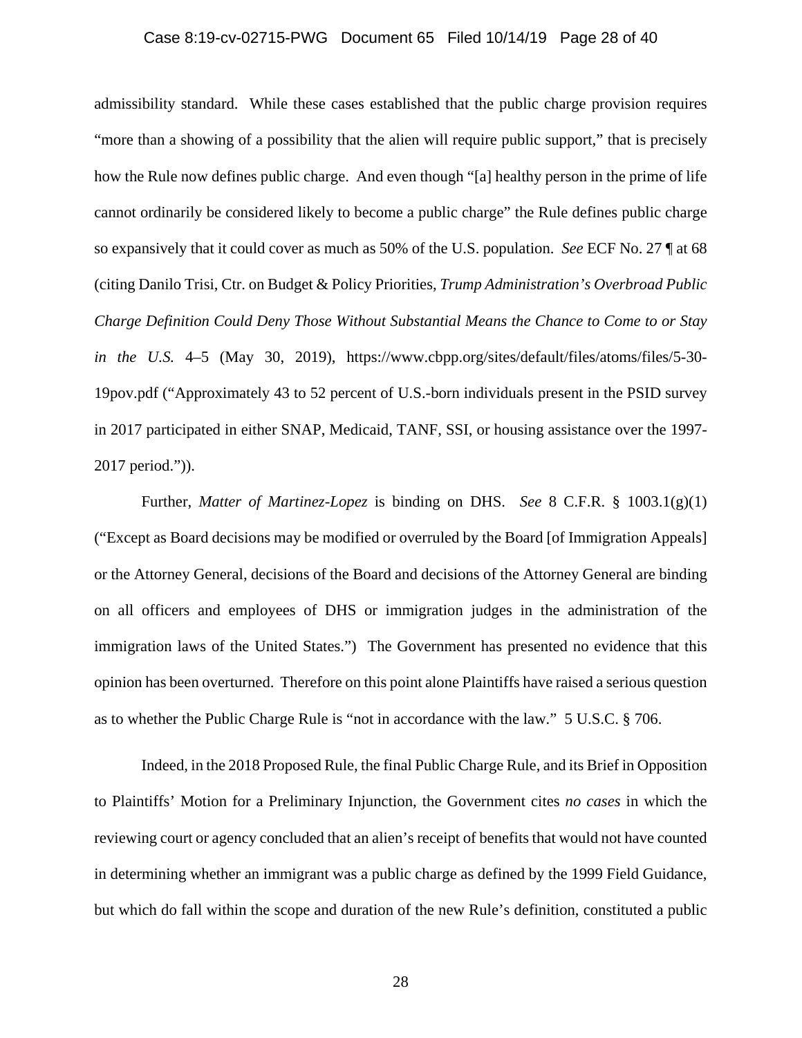admissibility standard. While these cases established that the public charge provision requires "more than a showing of a possibility that the alien will require public support," that is precisely how the Rule now defines public charge. And even though "[a] healthy person in the prime of life cannot ordinarily be considered likely to become a public charge" the Rule defines public charge so expansively that it could cover as much as 50% of the U.S. population. *See* ECF No. 27 ¶ at 68 (citing Danilo Trisi, Ctr. on Budget & Policy Priorities, *Trump Administration's Overbroad Public Charge Definition Could Deny Those Without Substantial Means the Chance to Come to or Stay in the U.S.* 4–5 (May 30, 2019), https://www.cbpp.org/sites/default/files/atoms/files/5-30-19pov.pdf ("Approximately 43 to 52 percent of U.S.-born individuals present in the PSID survey in 2017 participated in either SNAP, Medicaid, TANF, SSI, or housing assistance over the 1997-2017 period.")).

Further, *Matter of Martinez-Lopez* is binding on DHS. *See* 8 C.F.R. § 1003.1(g)(1) ("Except as Board decisions may be modified or overruled by the Board [of Immigration Appeals] or the Attorney General, decisions of the Board and decisions of the Attorney General are binding on all officers and employees of DHS or immigration judges in the administration of the immigration laws of the United States.") The Government has presented no evidence that this opinion has been overturned. Therefore on this point alone Plaintiffs have raised a serious question as to whether the Public Charge Rule is "not in accordance with the law." 5 U.S.C. § 706.

Indeed, in the 2018 Proposed Rule, the final Public Charge Rule, and its Brief in Opposition to Plaintiffs' Motion for a Preliminary Injunction, the Government cites *no cases* in which the reviewing court or agency concluded that an alien's receipt of benefits that would not have counted in determining whether an immigrant was a public charge as defined by the 1999 Field Guidance, but which do fall within the scope and duration of the new Rule's definition, constituted a public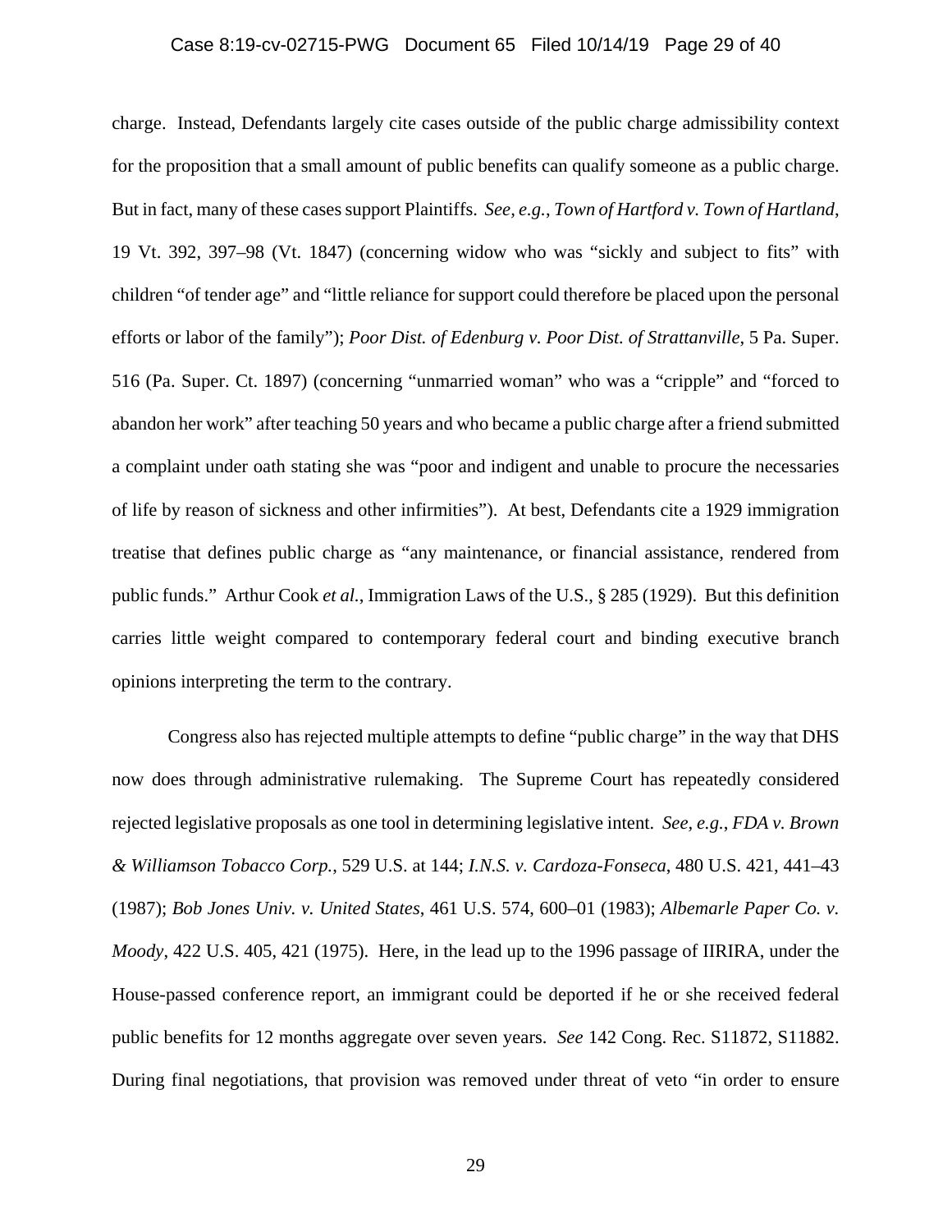charge. Instead, Defendants largely cite cases outside of the public charge admissibility context for the proposition that a small amount of public benefits can qualify someone as a public charge. But in fact, many of these cases support Plaintiffs. *See, e.g.*, *Town of Hartford v. Town of Hartland*, 19 Vt. 392, 397–98 (Vt. 1847) (concerning widow who was "sickly and subject to fits" with children "of tender age" and "little reliance for support could therefore be placed upon the personal efforts or labor of the family"); *Poor Dist. of Edenburg v. Poor Dist. of Strattanville*, 5 Pa. Super. 516 (Pa. Super. Ct. 1897) (concerning "unmarried woman" who was a "cripple" and "forced to abandon her work" after teaching 50 years and who became a public charge after a friend submitted a complaint under oath stating she was "poor and indigent and unable to procure the necessaries of life by reason of sickness and other infirmities"). At best, Defendants cite a 1929 immigration treatise that defines public charge as "any maintenance, or financial assistance, rendered from public funds." Arthur Cook *et al.*, Immigration Laws of the U.S., § 285 (1929). But this definition carries little weight compared to contemporary federal court and binding executive branch opinions interpreting the term to the contrary.

Congress also has rejected multiple attempts to define "public charge" in the way that DHS now does through administrative rulemaking. The Supreme Court has repeatedly considered rejected legislative proposals as one tool in determining legislative intent. *See, e.g.*, *FDA v. Brown & Williamson Tobacco Corp.*, 529 U.S. at 144; *I.N.S. v. Cardoza-Fonseca*, 480 U.S. 421, 441–43 (1987); *Bob Jones Univ. v. United States*, 461 U.S. 574, 600–01 (1983); *Albemarle Paper Co. v. Moody*, 422 U.S. 405, 421 (1975). Here, in the lead up to the 1996 passage of IIRIRA, under the House-passed conference report, an immigrant could be deported if he or she received federal public benefits for 12 months aggregate over seven years. *See* 142 Cong. Rec. S11872, S11882. During final negotiations, that provision was removed under threat of veto "in order to ensure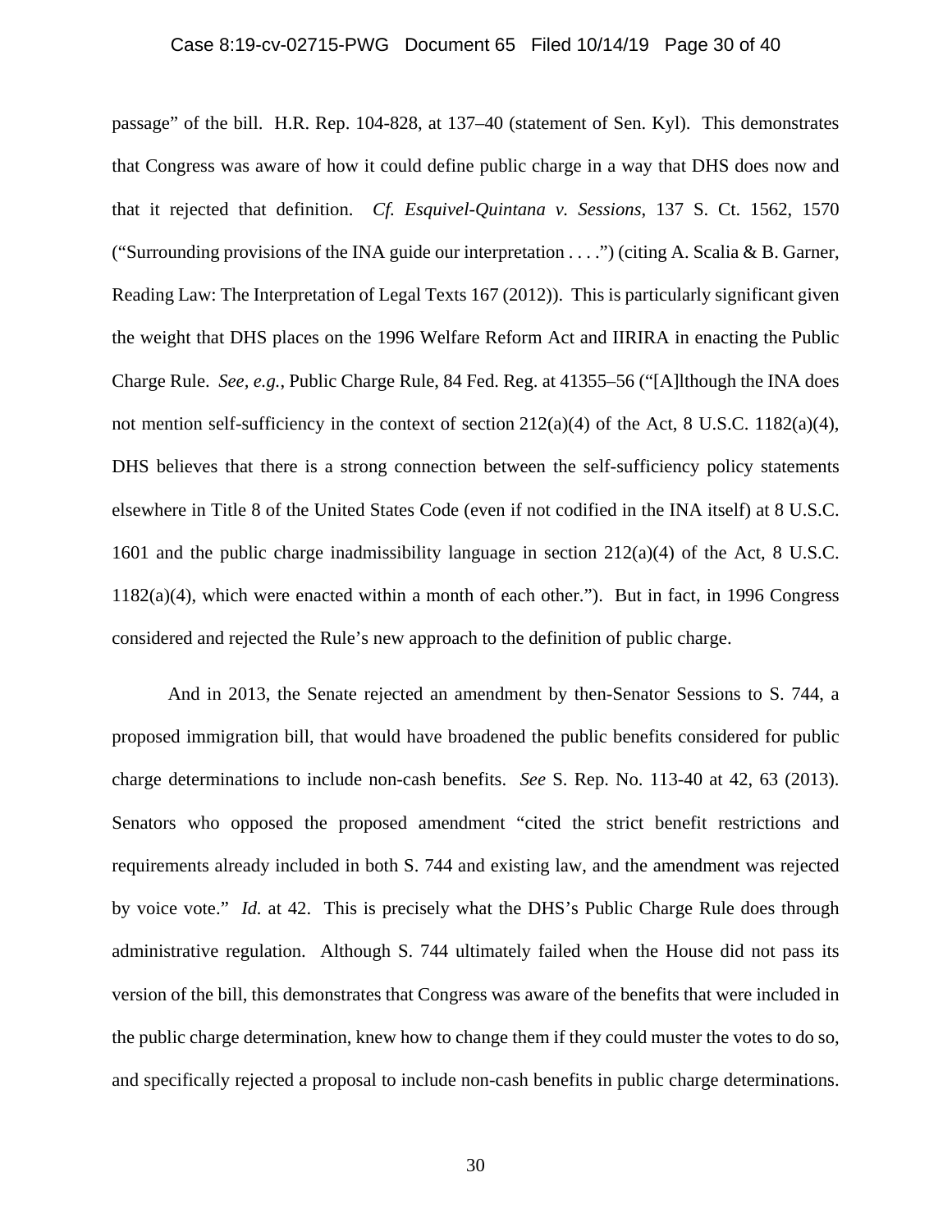passage" of the bill. H.R. Rep. 104-828, at 137–40 (statement of Sen. Kyl). This demonstrates that Congress was aware of how it could define public charge in a way that DHS does now and that it rejected that definition. *Cf. Esquivel-Quintana v. Sessions*, 137 S. Ct. 1562, 1570 ("Surrounding provisions of the INA guide our interpretation . . . .") (citing A. Scalia & B. Garner, Reading Law: The Interpretation of Legal Texts 167 (2012)). This is particularly significant given the weight that DHS places on the 1996 Welfare Reform Act and IIRIRA in enacting the Public Charge Rule. *See, e.g.*, Public Charge Rule, 84 Fed. Reg. at 41355–56 ("[A]lthough the INA does not mention self-sufficiency in the context of section 212(a)(4) of the Act, 8 U.S.C. 1182(a)(4), DHS believes that there is a strong connection between the self-sufficiency policy statements elsewhere in Title 8 of the United States Code (even if not codified in the INA itself) at 8 U.S.C. 1601 and the public charge inadmissibility language in section 212(a)(4) of the Act, 8 U.S.C. 1182(a)(4), which were enacted within a month of each other."). But in fact, in 1996 Congress considered and rejected the Rule's new approach to the definition of public charge.

And in 2013, the Senate rejected an amendment by then-Senator Sessions to S. 744, a proposed immigration bill, that would have broadened the public benefits considered for public charge determinations to include non-cash benefits. *See* S. Rep. No. 113-40 at 42, 63 (2013). Senators who opposed the proposed amendment "cited the strict benefit restrictions and requirements already included in both S. 744 and existing law, and the amendment was rejected by voice vote." *Id.* at 42. This is precisely what the DHS's Public Charge Rule does through administrative regulation. Although S. 744 ultimately failed when the House did not pass its version of the bill, this demonstrates that Congress was aware of the benefits that were included in the public charge determination, knew how to change them if they could muster the votes to do so, and specifically rejected a proposal to include non-cash benefits in public charge determinations.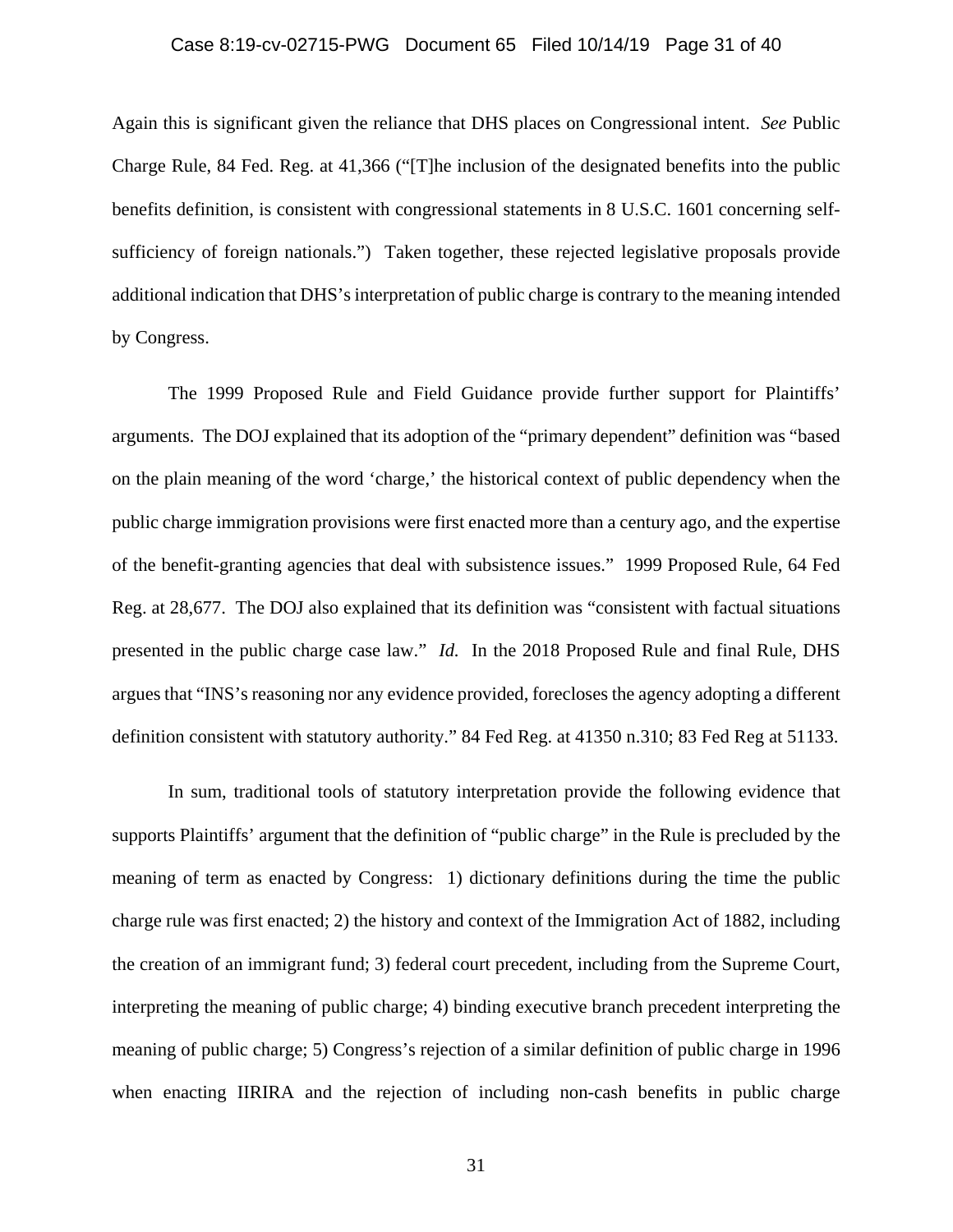Again this is significant given the reliance that DHS places on Congressional intent. *See* Public Charge Rule, 84 Fed. Reg. at 41,366 ("[T]he inclusion of the designated benefits into the public benefits definition, is consistent with congressional statements in 8 U.S.C. 1601 concerning self-sufficiency of foreign nationals.") Taken together, these rejected legislative proposals provide additional indication that DHS's interpretation of public charge is contrary to the meaning intended by Congress.

The 1999 Proposed Rule and Field Guidance provide further support for Plaintiffs' arguments. The DOJ explained that its adoption of the "primary dependent" definition was "based on the plain meaning of the word 'charge,' the historical context of public dependency when the public charge immigration provisions were first enacted more than a century ago, and the expertise of the benefit-granting agencies that deal with subsistence issues." 1999 Proposed Rule, 64 Fed Reg. at 28,677. The DOJ also explained that its definition was "consistent with factual situations presented in the public charge case law." *Id.* In the 2018 Proposed Rule and final Rule, DHS argues that "INS's reasoning nor any evidence provided, forecloses the agency adopting a different definition consistent with statutory authority." 84 Fed Reg. at 41350 n.310; 83 Fed Reg at 51133.

In sum, traditional tools of statutory interpretation provide the following evidence that supports Plaintiffs' argument that the definition of "public charge" in the Rule is precluded by the meaning of term as enacted by Congress: 1) dictionary definitions during the time the public charge rule was first enacted; 2) the history and context of the Immigration Act of 1882, including the creation of an immigrant fund; 3) federal court precedent, including from the Supreme Court, interpreting the meaning of public charge; 4) binding executive branch precedent interpreting the meaning of public charge; 5) Congress's rejection of a similar definition of public charge in 1996 when enacting IIRIRA and the rejection of including non-cash benefits in public charge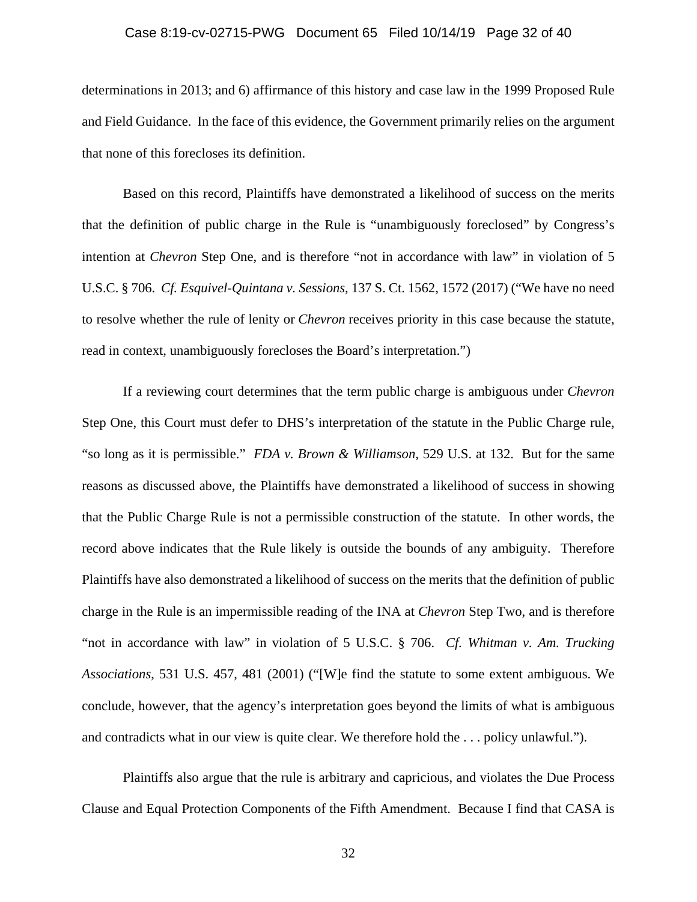determinations in 2013; and 6) affirmance of this history and case law in the 1999 Proposed Rule and Field Guidance. In the face of this evidence, the Government primarily relies on the argument that none of this forecloses its definition.

Based on this record, Plaintiffs have demonstrated a likelihood of success on the merits that the definition of public charge in the Rule is "unambiguously foreclosed" by Congress's intention at *Chevron* Step One, and is therefore "not in accordance with law" in violation of 5 U.S.C. § 706. *Cf. Esquivel-Quintana v. Sessions*, 137 S. Ct. 1562, 1572 (2017) ("We have no need to resolve whether the rule of lenity or *Chevron* receives priority in this case because the statute, read in context, unambiguously forecloses the Board's interpretation.")

If a reviewing court determines that the term public charge is ambiguous under *Chevron* Step One, this Court must defer to DHS's interpretation of the statute in the Public Charge rule, "so long as it is permissible." *FDA v. Brown & Williamson*, 529 U.S. at 132. But for the same reasons as discussed above, the Plaintiffs have demonstrated a likelihood of success in showing that the Public Charge Rule is not a permissible construction of the statute. In other words, the record above indicates that the Rule likely is outside the bounds of any ambiguity. Therefore Plaintiffs have also demonstrated a likelihood of success on the merits that the definition of public charge in the Rule is an impermissible reading of the INA at *Chevron* Step Two, and is therefore "not in accordance with law" in violation of 5 U.S.C. § 706. *Cf. Whitman v. Am. Trucking Associations*, 531 U.S. 457, 481 (2001) ("[W]e find the statute to some extent ambiguous. We conclude, however, that the agency's interpretation goes beyond the limits of what is ambiguous and contradicts what in our view is quite clear. We therefore hold the . . . policy unlawful.").

Plaintiffs also argue that the rule is arbitrary and capricious, and violates the Due Process Clause and Equal Protection Components of the Fifth Amendment. Because I find that CASA is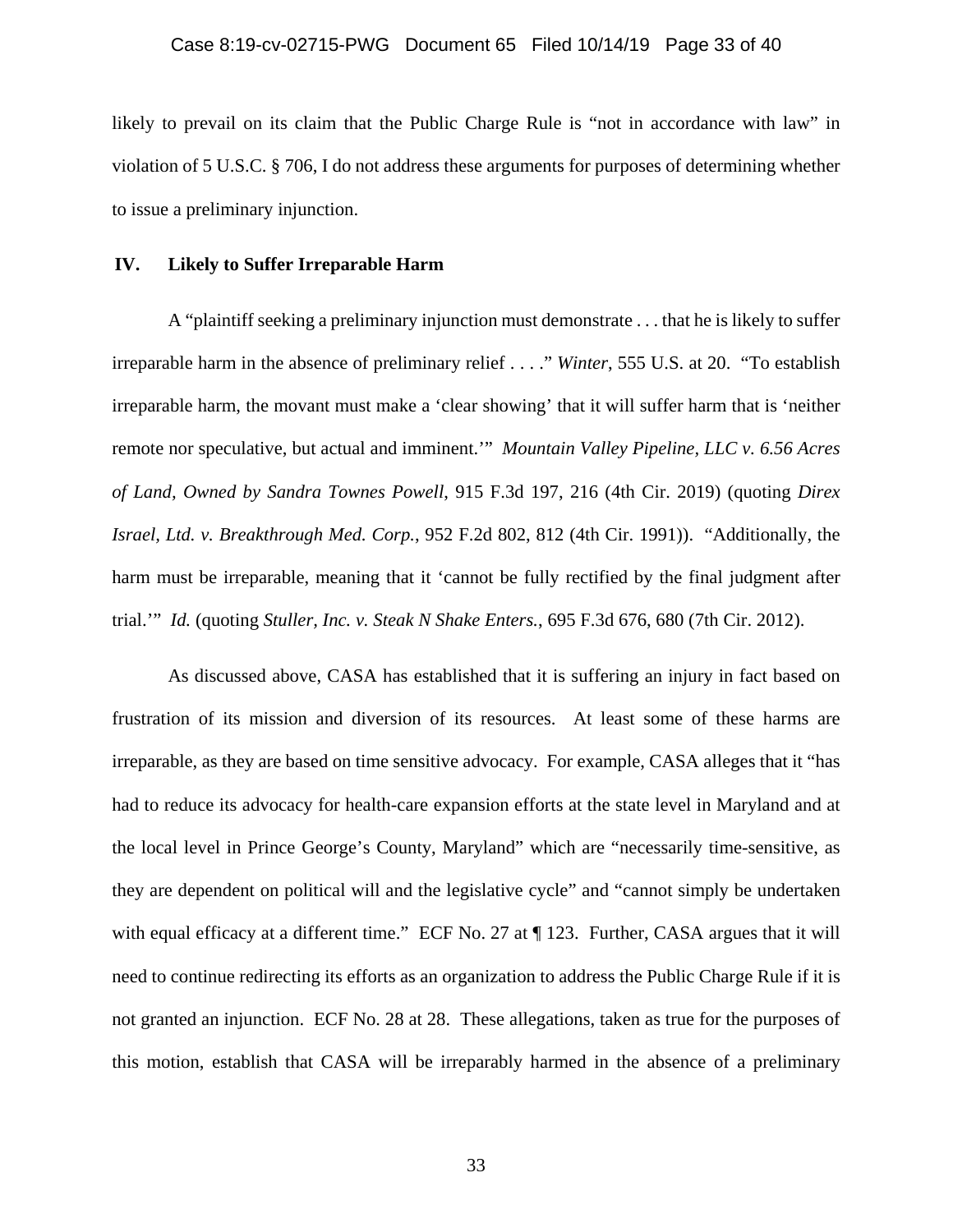likely to prevail on its claim that the Public Charge Rule is "not in accordance with law" in violation of 5 U.S.C. § 706, I do not address these arguments for purposes of determining whether to issue a preliminary injunction.

## IV. Likely to Suffer Irreparable Harm

A "plaintiff seeking a preliminary injunction must demonstrate . . . that he is likely to suffer irreparable harm in the absence of preliminary relief . . . ." *Winter*, 555 U.S. at 20. "To establish irreparable harm, the movant must make a 'clear showing' that it will suffer harm that is 'neither remote nor speculative, but actual and imminent.'" *Mountain Valley Pipeline, LLC v. 6.56 Acres of Land, Owned by Sandra Townes Powell*, 915 F.3d 197, 216 (4th Cir. 2019) (quoting *Direx Israel, Ltd. v. Breakthrough Med. Corp.*, 952 F.2d 802, 812 (4th Cir. 1991)). "Additionally, the harm must be irreparable, meaning that it 'cannot be fully rectified by the final judgment after trial.'" *Id.* (quoting *Stuller, Inc. v. Steak N Shake Enters.*, 695 F.3d 676, 680 (7th Cir. 2012).

As discussed above, CASA has established that it is suffering an injury in fact based on frustration of its mission and diversion of its resources. At least some of these harms are irreparable, as they are based on time sensitive advocacy. For example, CASA alleges that it "has had to reduce its advocacy for health-care expansion efforts at the state level in Maryland and at the local level in Prince George's County, Maryland" which are "necessarily time-sensitive, as they are dependent on political will and the legislative cycle" and "cannot simply be undertaken with equal efficacy at a different time." ECF No. 27 at ¶ 123. Further, CASA argues that it will need to continue redirecting its efforts as an organization to address the Public Charge Rule if it is not granted an injunction. ECF No. 28 at 28. These allegations, taken as true for the purposes of this motion, establish that CASA will be irreparably harmed in the absence of a preliminary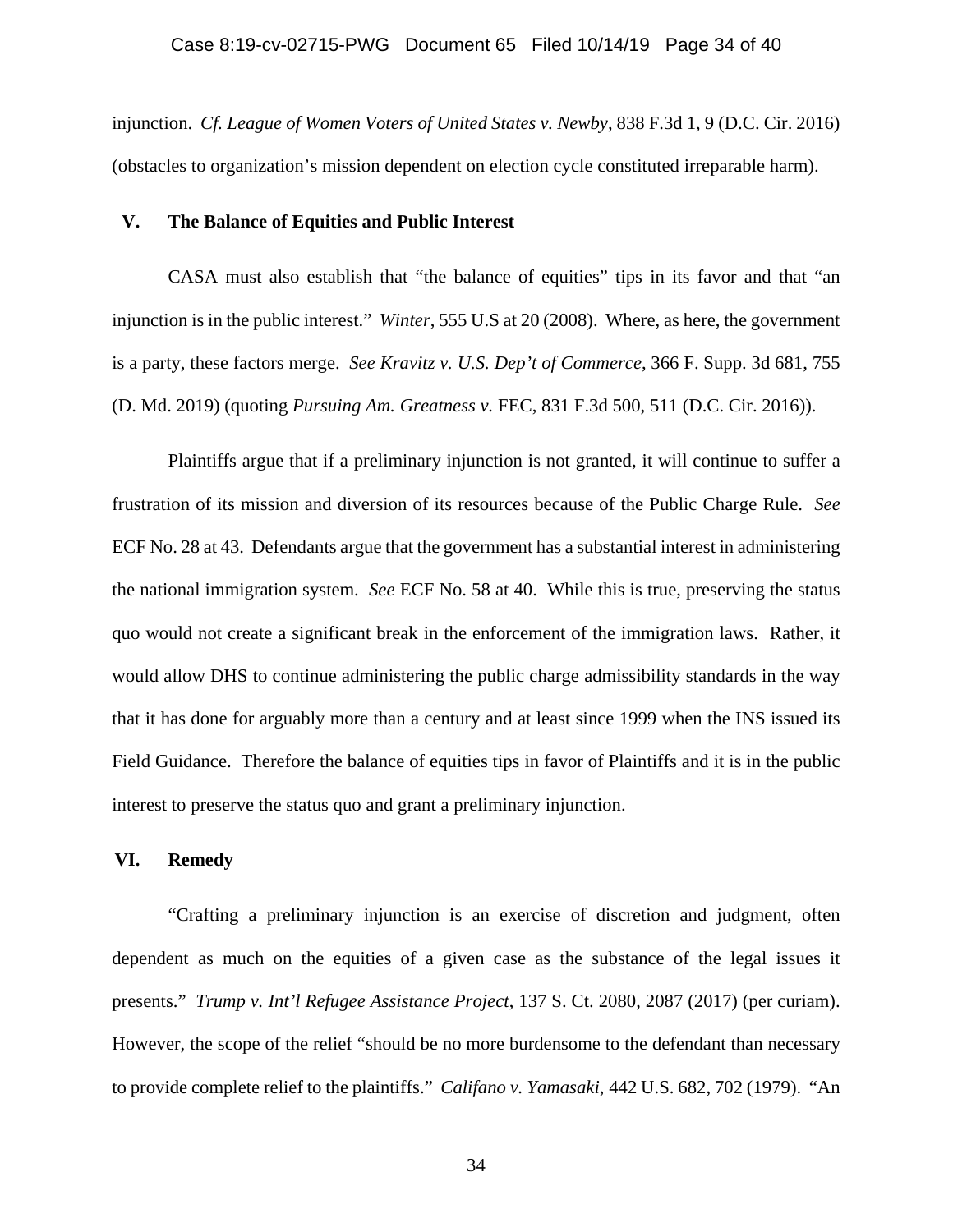injunction. *Cf. League of Women Voters of United States v. Newby*, 838 F.3d 1, 9 (D.C. Cir. 2016) (obstacles to organization's mission dependent on election cycle constituted irreparable harm).

## V. The Balance of Equities and Public Interest

CASA must also establish that "the balance of equities" tips in its favor and that "an injunction is in the public interest." *Winter*, 555 U.S at 20 (2008). Where, as here, the government is a party, these factors merge. *See Kravitz v. U.S. Dep't of Commerce*, 366 F. Supp. 3d 681, 755 (D. Md. 2019) (quoting *Pursuing Am. Greatness v.* FEC, 831 F.3d 500, 511 (D.C. Cir. 2016)).

Plaintiffs argue that if a preliminary injunction is not granted, it will continue to suffer a frustration of its mission and diversion of its resources because of the Public Charge Rule. *See* ECF No. 28 at 43. Defendants argue that the government has a substantial interest in administering the national immigration system. *See* ECF No. 58 at 40. While this is true, preserving the status quo would not create a significant break in the enforcement of the immigration laws. Rather, it would allow DHS to continue administering the public charge admissibility standards in the way that it has done for arguably more than a century and at least since 1999 when the INS issued its Field Guidance. Therefore the balance of equities tips in favor of Plaintiffs and it is in the public interest to preserve the status quo and grant a preliminary injunction.

## VI. Remedy

"Crafting a preliminary injunction is an exercise of discretion and judgment, often dependent as much on the equities of a given case as the substance of the legal issues it presents." *Trump v. Int'l Refugee Assistance Project*, 137 S. Ct. 2080, 2087 (2017) (per curiam). However, the scope of the relief "should be no more burdensome to the defendant than necessary to provide complete relief to the plaintiffs." *Califano v. Yamasaki*, 442 U.S. 682, 702 (1979). "An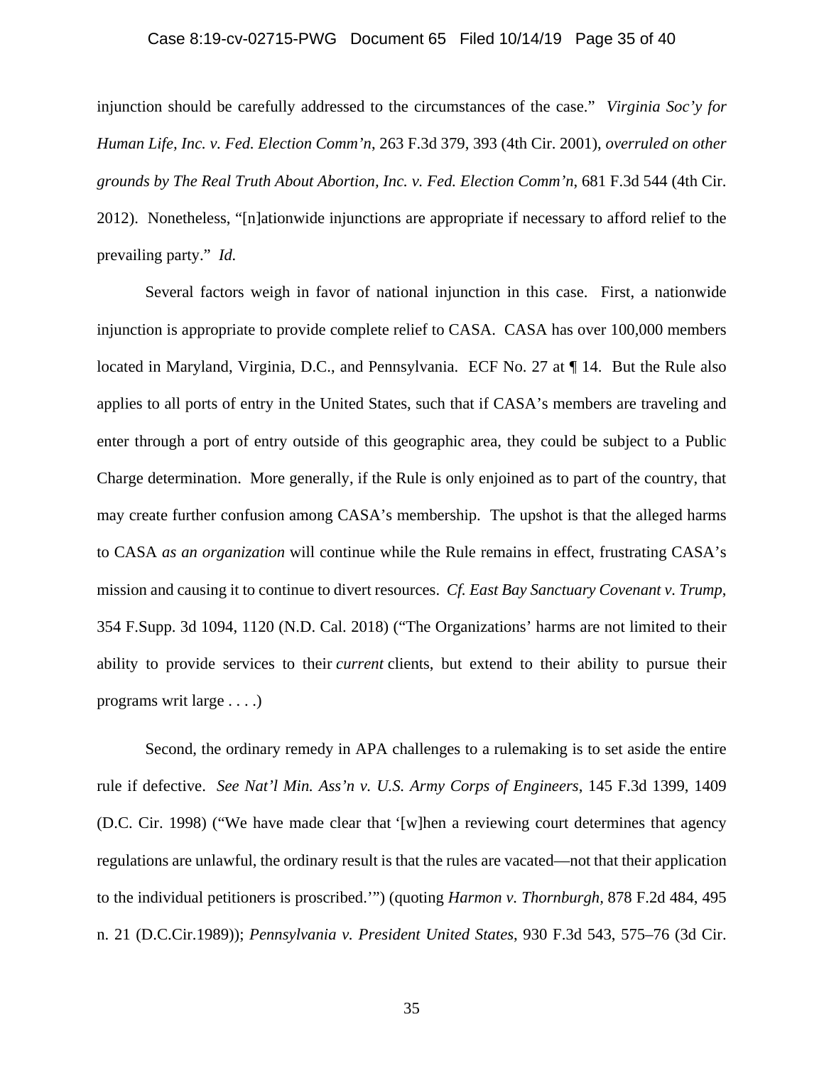injunction should be carefully addressed to the circumstances of the case." *Virginia Soc'y for Human Life, Inc. v. Fed. Election Comm'n*, 263 F.3d 379, 393 (4th Cir. 2001), *overruled on other grounds by The Real Truth About Abortion, Inc. v. Fed. Election Comm'n*, 681 F.3d 544 (4th Cir. 2012). Nonetheless, "[n]ationwide injunctions are appropriate if necessary to afford relief to the prevailing party." *Id.*

Several factors weigh in favor of national injunction in this case. First, a nationwide injunction is appropriate to provide complete relief to CASA. CASA has over 100,000 members located in Maryland, Virginia, D.C., and Pennsylvania. ECF No. 27 at ¶ 14. But the Rule also applies to all ports of entry in the United States, such that if CASA's members are traveling and enter through a port of entry outside of this geographic area, they could be subject to a Public Charge determination. More generally, if the Rule is only enjoined as to part of the country, that may create further confusion among CASA's membership. The upshot is that the alleged harms to CASA *as an organization* will continue while the Rule remains in effect, frustrating CASA's mission and causing it to continue to divert resources. *Cf. East Bay Sanctuary Covenant v. Trump*, 354 F.Supp. 3d 1094, 1120 (N.D. Cal. 2018) ("The Organizations' harms are not limited to their ability to provide services to their *current* clients, but extend to their ability to pursue their programs writ large . . . .)

Second, the ordinary remedy in APA challenges to a rulemaking is to set aside the entire rule if defective. *See Nat'l Min. Ass'n v. U.S. Army Corps of Engineers*, 145 F.3d 1399, 1409 (D.C. Cir. 1998) ("We have made clear that '[w]hen a reviewing court determines that agency regulations are unlawful, the ordinary result is that the rules are vacated—not that their application to the individual petitioners is proscribed.'") (quoting *Harmon v. Thornburgh*, 878 F.2d 484, 495 n. 21 (D.C.Cir.1989)); *Pennsylvania v. President United States*, 930 F.3d 543, 575–76 (3d Cir.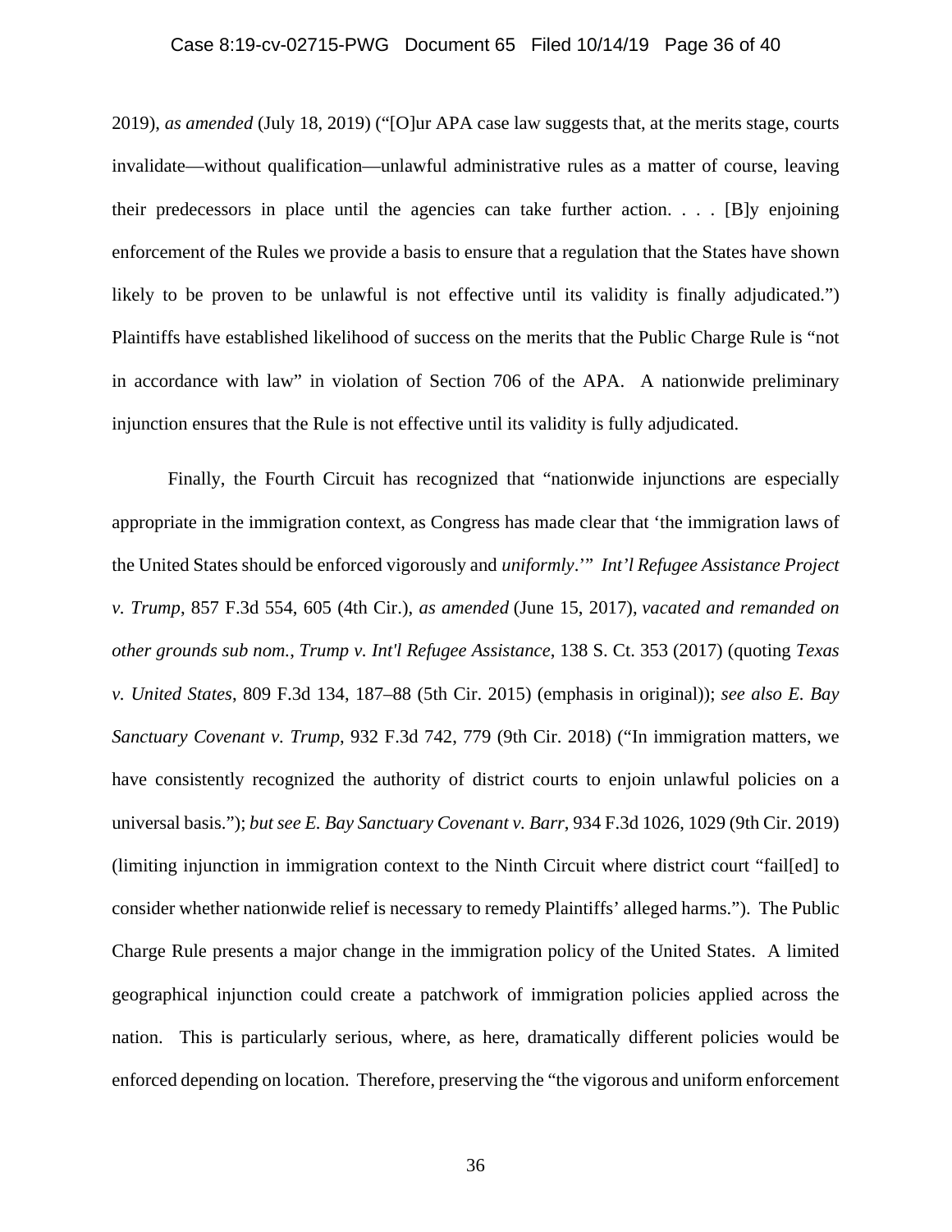2019), *as amended* (July 18, 2019) ("[O]ur APA case law suggests that, at the merits stage, courts invalidate—without qualification—unlawful administrative rules as a matter of course, leaving their predecessors in place until the agencies can take further action. . . . [B]y enjoining enforcement of the Rules we provide a basis to ensure that a regulation that the States have shown likely to be proven to be unlawful is not effective until its validity is finally adjudicated.") Plaintiffs have established likelihood of success on the merits that the Public Charge Rule is "not in accordance with law" in violation of Section 706 of the APA. A nationwide preliminary injunction ensures that the Rule is not effective until its validity is fully adjudicated.

Finally, the Fourth Circuit has recognized that "nationwide injunctions are especially appropriate in the immigration context, as Congress has made clear that 'the immigration laws of the United States should be enforced vigorously and *uniformly*.'" *Int'l Refugee Assistance Project v. Trump*, 857 F.3d 554, 605 (4th Cir.), *as amended* (June 15, 2017), *vacated and remanded on other grounds sub nom., Trump v. Int'l Refugee Assistance*, 138 S. Ct. 353 (2017) (quoting *Texas v. United States*, 809 F.3d 134, 187–88 (5th Cir. 2015) (emphasis in original)); *see also E. Bay Sanctuary Covenant v. Trump*, 932 F.3d 742, 779 (9th Cir. 2018) ("In immigration matters, we have consistently recognized the authority of district courts to enjoin unlawful policies on a universal basis."); *but see E. Bay Sanctuary Covenant v. Barr*, 934 F.3d 1026, 1029 (9th Cir. 2019) (limiting injunction in immigration context to the Ninth Circuit where district court "fail[ed] to consider whether nationwide relief is necessary to remedy Plaintiffs' alleged harms."). The Public Charge Rule presents a major change in the immigration policy of the United States. A limited geographical injunction could create a patchwork of immigration policies applied across the nation. This is particularly serious, where, as here, dramatically different policies would be enforced depending on location. Therefore, preserving the "the vigorous and uniform enforcement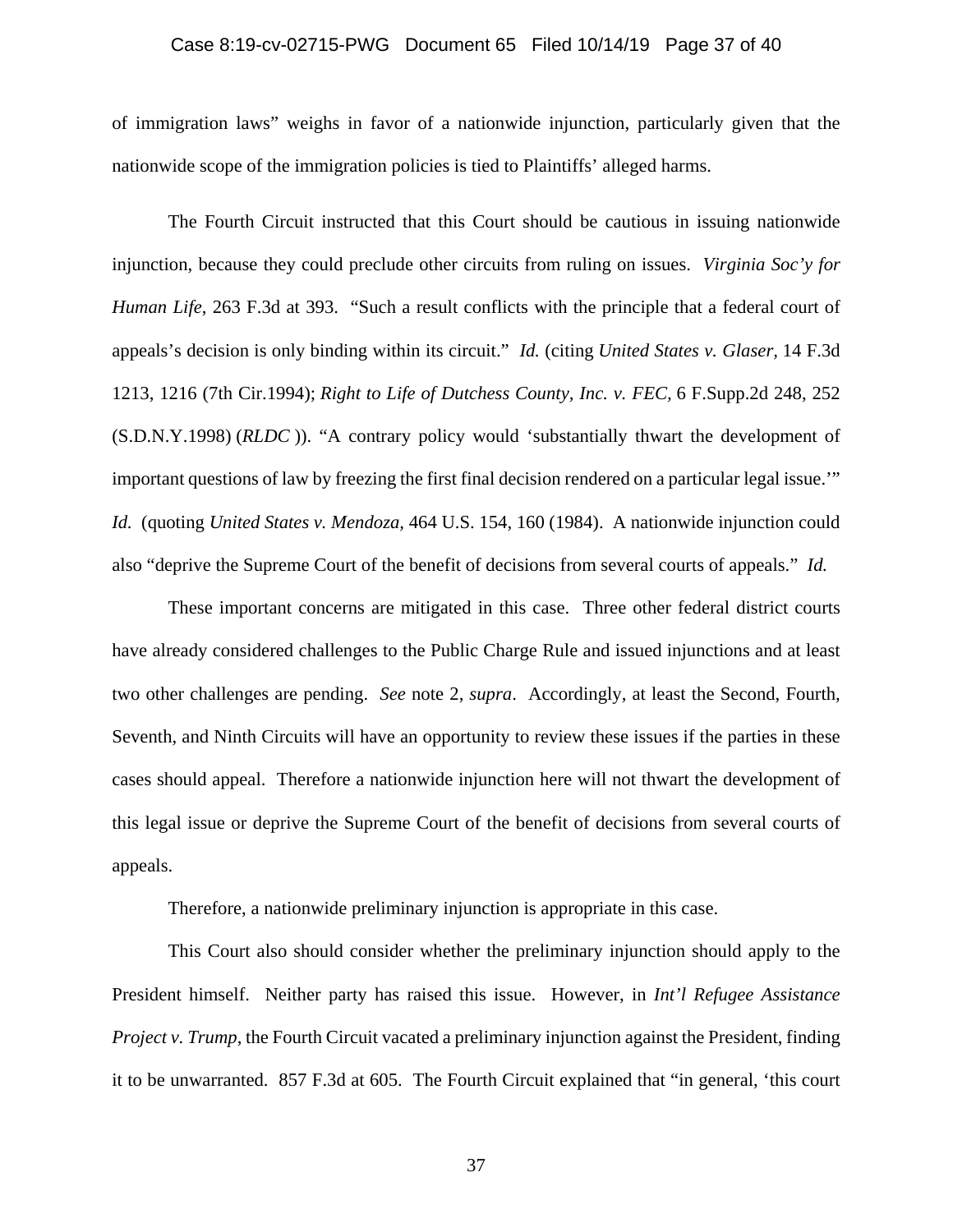of immigration laws" weighs in favor of a nationwide injunction, particularly given that the nationwide scope of the immigration policies is tied to Plaintiffs' alleged harms.

The Fourth Circuit instructed that this Court should be cautious in issuing nationwide injunction, because they could preclude other circuits from ruling on issues. *Virginia Soc'y for Human Life*, 263 F.3d at 393. "Such a result conflicts with the principle that a federal court of appeals's decision is only binding within its circuit." *Id.* (citing *United States v. Glaser*, 14 F.3d 1213, 1216 (7th Cir.1994); *Right to Life of Dutchess County, Inc. v. FEC*, 6 F.Supp.2d 248, 252 (S.D.N.Y.1998) (*RLDC* )). "A contrary policy would 'substantially thwart the development of important questions of law by freezing the first final decision rendered on a particular legal issue.'" *Id.* (quoting *United States v. Mendoza*, 464 U.S. 154, 160 (1984). A nationwide injunction could also "deprive the Supreme Court of the benefit of decisions from several courts of appeals." *Id.*

These important concerns are mitigated in this case. Three other federal district courts have already considered challenges to the Public Charge Rule and issued injunctions and at least two other challenges are pending. *See* note 2, *supra*. Accordingly, at least the Second, Fourth, Seventh, and Ninth Circuits will have an opportunity to review these issues if the parties in these cases should appeal. Therefore a nationwide injunction here will not thwart the development of this legal issue or deprive the Supreme Court of the benefit of decisions from several courts of appeals.

Therefore, a nationwide preliminary injunction is appropriate in this case.

This Court also should consider whether the preliminary injunction should apply to the President himself. Neither party has raised this issue. However, in *Int'l Refugee Assistance Project v. Trump*, the Fourth Circuit vacated a preliminary injunction against the President, finding it to be unwarranted. 857 F.3d at 605. The Fourth Circuit explained that "in general, 'this court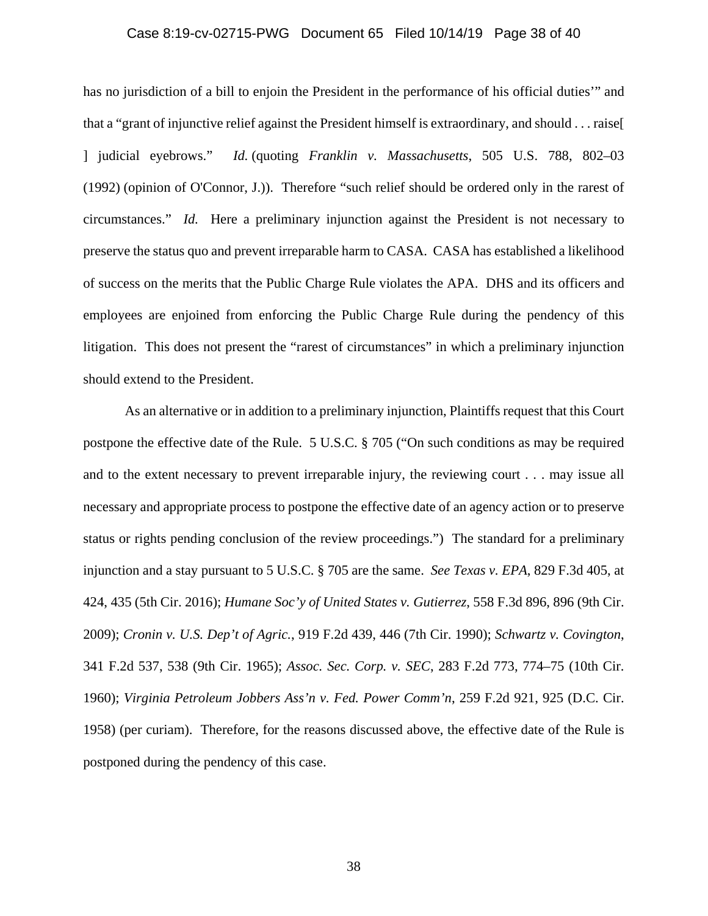has no jurisdiction of a bill to enjoin the President in the performance of his official duties'" and that a "grant of injunctive relief against the President himself is extraordinary, and should . . . raise[ ] judicial eyebrows." *Id.* (quoting *Franklin v. Massachusetts*, 505 U.S. 788, 802–03 (1992) (opinion of O'Connor, J.)). Therefore "such relief should be ordered only in the rarest of circumstances." *Id.* Here a preliminary injunction against the President is not necessary to preserve the status quo and prevent irreparable harm to CASA. CASA has established a likelihood of success on the merits that the Public Charge Rule violates the APA. DHS and its officers and employees are enjoined from enforcing the Public Charge Rule during the pendency of this litigation. This does not present the "rarest of circumstances" in which a preliminary injunction should extend to the President.

As an alternative or in addition to a preliminary injunction, Plaintiffs request that this Court postpone the effective date of the Rule. 5 U.S.C. § 705 ("On such conditions as may be required and to the extent necessary to prevent irreparable injury, the reviewing court . . . may issue all necessary and appropriate process to postpone the effective date of an agency action or to preserve status or rights pending conclusion of the review proceedings.") The standard for a preliminary injunction and a stay pursuant to 5 U.S.C. § 705 are the same. *See Texas v. EPA*, 829 F.3d 405, at 424, 435 (5th Cir. 2016); *Humane Soc'y of United States v. Gutierrez*, 558 F.3d 896, 896 (9th Cir. 2009); *Cronin v. U.S. Dep't of Agric.*, 919 F.2d 439, 446 (7th Cir. 1990); *Schwartz v. Covington*, 341 F.2d 537, 538 (9th Cir. 1965); *Assoc. Sec. Corp. v. SEC*, 283 F.2d 773, 774–75 (10th Cir. 1960); *Virginia Petroleum Jobbers Ass'n v. Fed. Power Comm'n*, 259 F.2d 921, 925 (D.C. Cir. 1958) (per curiam). Therefore, for the reasons discussed above, the effective date of the Rule is postponed during the pendency of this case.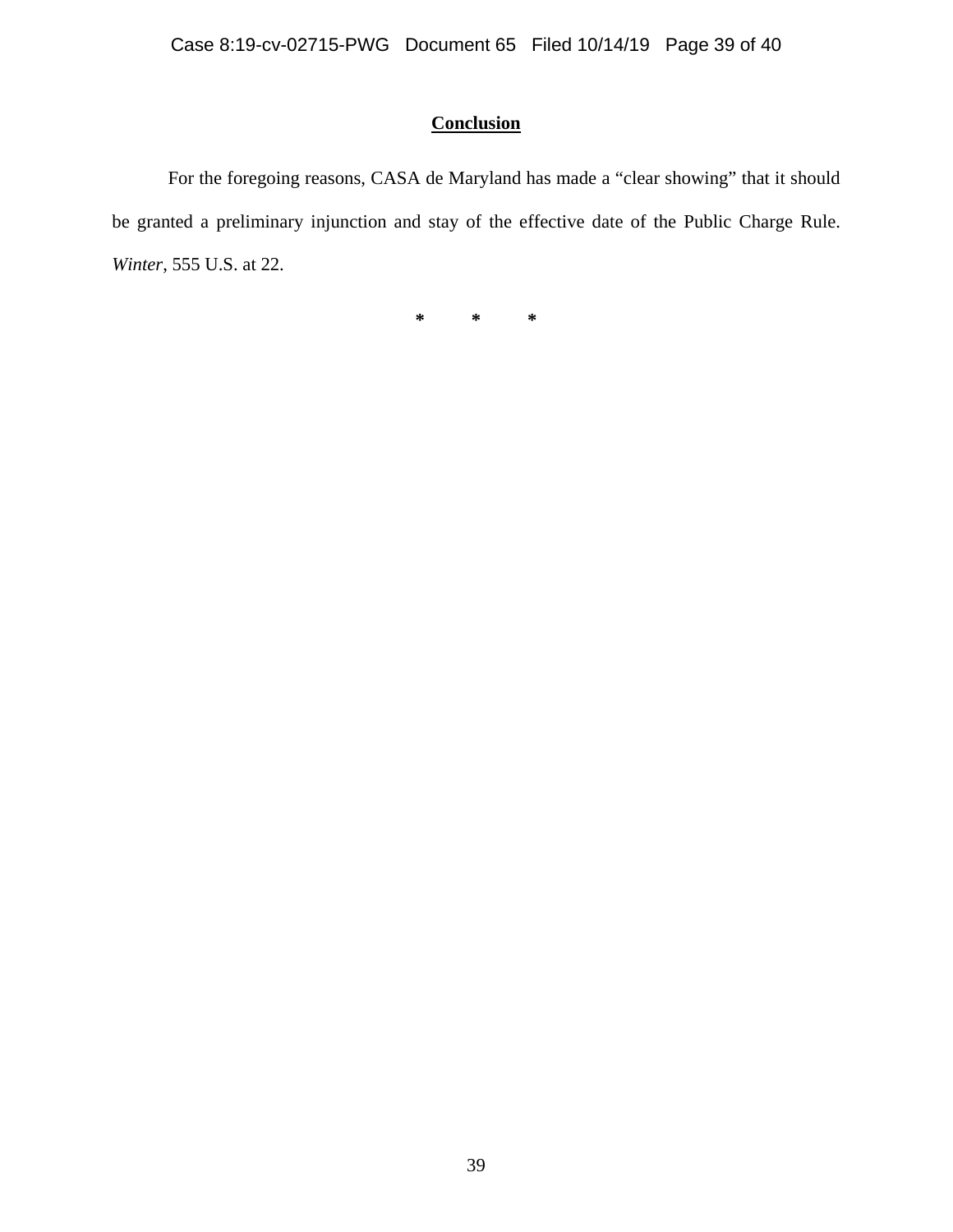## Conclusion

For the foregoing reasons, CASA de Maryland has made a “clear showing” that it should be granted a preliminary injunction and stay of the effective date of the Public Charge Rule. *Winter*, 555 U.S. at 22.

\* \* \*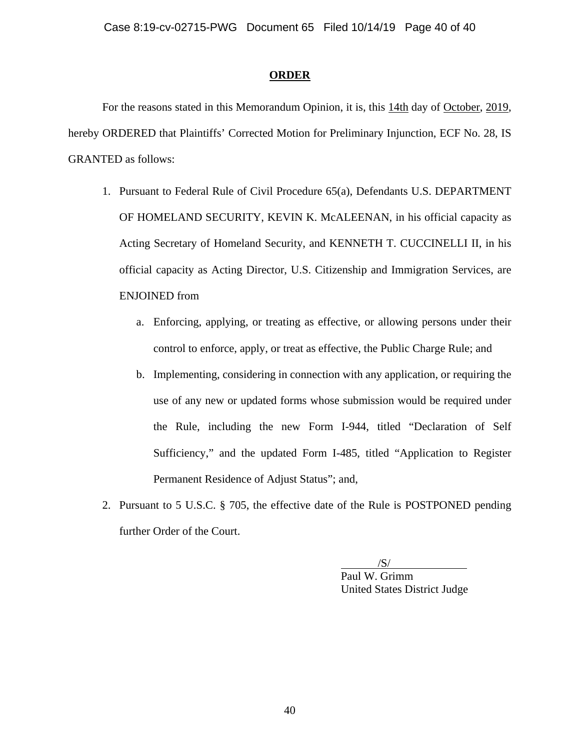## ORDER

For the reasons stated in this Memorandum Opinion, it is, this 14th day of October, 2019, hereby ORDERED that Plaintiffs' Corrected Motion for Preliminary Injunction, ECF No. 28, IS GRANTED as follows:

1. Pursuant to Federal Rule of Civil Procedure 65(a), Defendants U.S. DEPARTMENT OF HOMELAND SECURITY, KEVIN K. McALEENAN, in his official capacity as Acting Secretary of Homeland Security, and KENNETH T. CUCCINELLI II, in his official capacity as Acting Director, U.S. Citizenship and Immigration Services, are ENJOINED from
   a. Enforcing, applying, or treating as effective, or allowing persons under their control to enforce, apply, or treat as effective, the Public Charge Rule; and
   b. Implementing, considering in connection with any application, or requiring the use of any new or updated forms whose submission would be required under the Rule, including the new Form I-944, titled "Declaration of Self Sufficiency," and the updated Form I-485, titled "Application to Register Permanent Residence of Adjust Status"; and,
2. Pursuant to 5 U.S.C. § 705, the effective date of the Rule is POSTPONED pending further Order of the Court.

/S/
Paul W. Grimm
United States District Judge